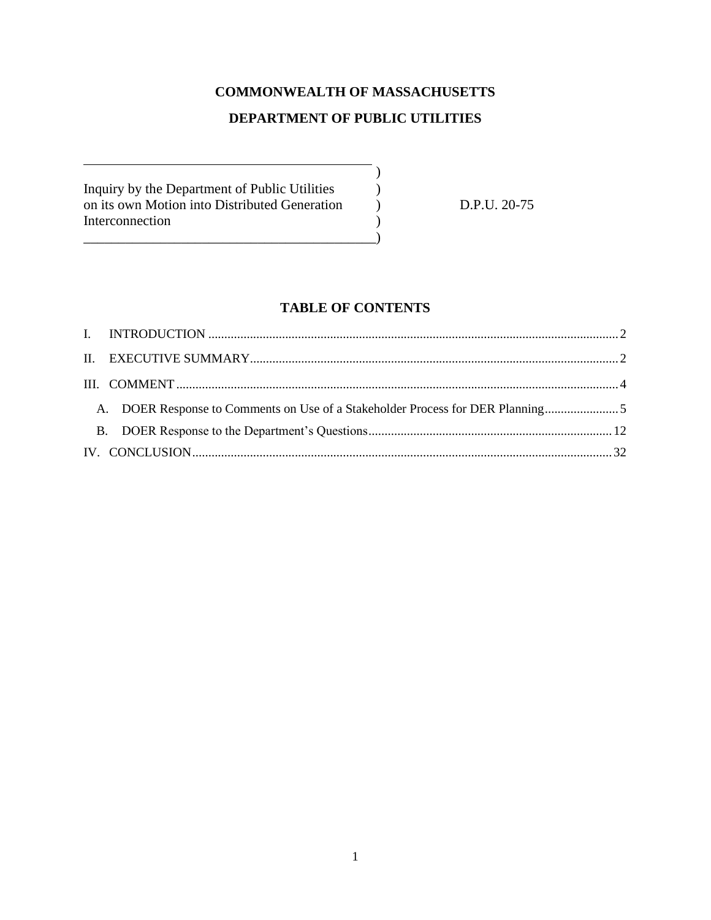# COMMONWEALTH OF MASSACHUSETTS

# DEPARTMENT OF PUBLIC UTILITIES

| | | |
|---|---|---|
| Inquiry by the Department of Public Utilities on its own Motion into Distributed Generation Interconnection | ) ) ) ) ) | D.P.U. 20-75 |

## TABLE OF CONTENTS

I. INTRODUCTION ............ 2

II. EXECUTIVE SUMMARY ............ 2

III. COMMENT ............ 4

- A. DOER Response to Comments on Use of a Stakeholder Process for DER Planning ............ 5
- B. DOER Response to the Department's Questions ............ 12

IV. CONCLUSION ............ 32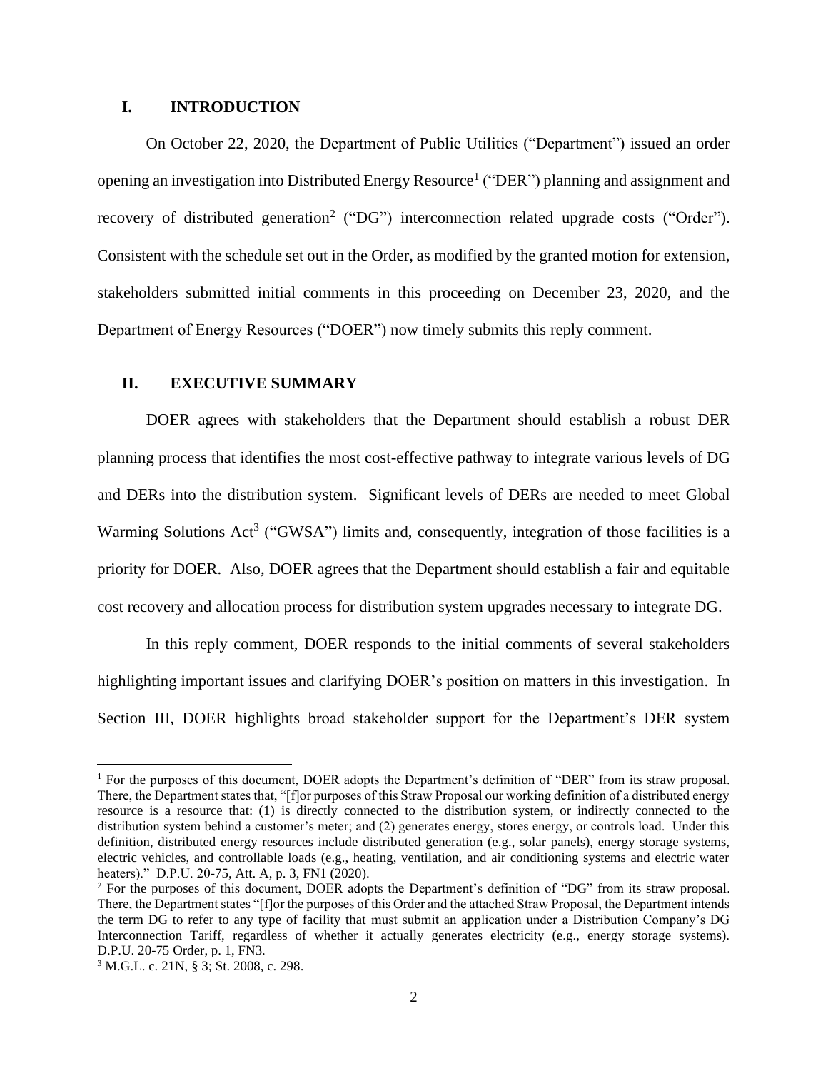## I. INTRODUCTION

On October 22, 2020, the Department of Public Utilities ("Department") issued an order opening an investigation into Distributed Energy Resource[1] ("DER") planning and assignment and recovery of distributed generation[2] ("DG") interconnection related upgrade costs ("Order"). Consistent with the schedule set out in the Order, as modified by the granted motion for extension, stakeholders submitted initial comments in this proceeding on December 23, 2020, and the Department of Energy Resources ("DOER") now timely submits this reply comment.

## II. EXECUTIVE SUMMARY

DOER agrees with stakeholders that the Department should establish a robust DER planning process that identifies the most cost-effective pathway to integrate various levels of DG and DERs into the distribution system. Significant levels of DERs are needed to meet Global Warming Solutions Act[3] ("GWSA") limits and, consequently, integration of those facilities is a priority for DOER. Also, DOER agrees that the Department should establish a fair and equitable cost recovery and allocation process for distribution system upgrades necessary to integrate DG.

In this reply comment, DOER responds to the initial comments of several stakeholders highlighting important issues and clarifying DOER's position on matters in this investigation. In Section III, DOER highlights broad stakeholder support for the Department's DER system

---

[1] For the purposes of this document, DOER adopts the Department's definition of "DER" from its straw proposal. There, the Department states that, "[f]or purposes of this Straw Proposal our working definition of a distributed energy resource is a resource that: (1) is directly connected to the distribution system, or indirectly connected to the distribution system behind a customer's meter; and (2) generates energy, stores energy, or controls load. Under this definition, distributed energy resources include distributed generation (e.g., solar panels), energy storage systems, electric vehicles, and controllable loads (e.g., heating, ventilation, and air conditioning systems and electric water heaters)." D.P.U. 20-75, Att. A, p. 3, FN1 (2020).

[2] For the purposes of this document, DOER adopts the Department's definition of "DG" from its straw proposal. There, the Department states "[f]or the purposes of this Order and the attached Straw Proposal, the Department intends the term DG to refer to any type of facility that must submit an application under a Distribution Company's DG Interconnection Tariff, regardless of whether it actually generates electricity (e.g., energy storage systems). D.P.U. 20-75 Order, p. 1, FN3.

[3] M.G.L. c. 21N, § 3; St. 2008, c. 298.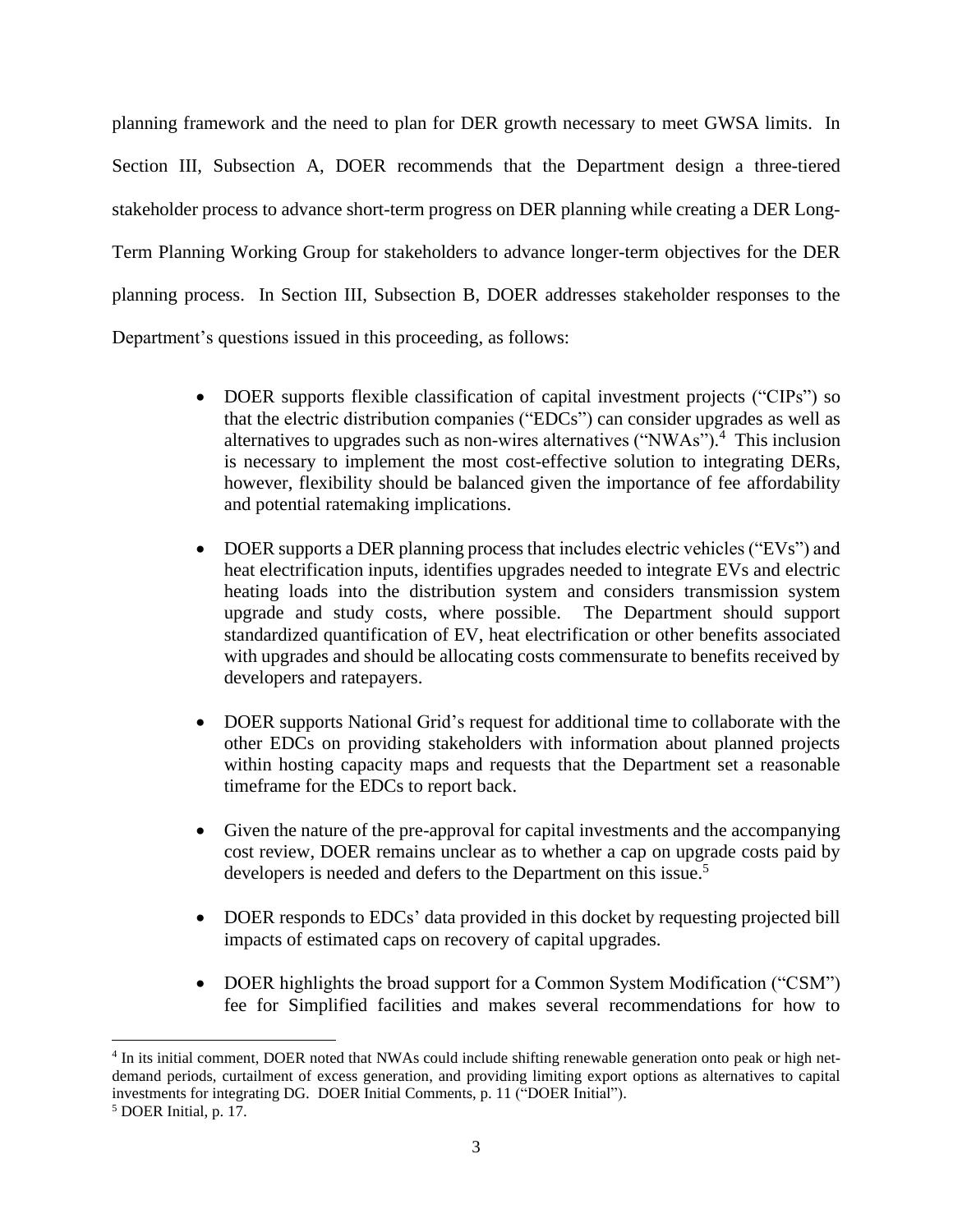planning framework and the need to plan for DER growth necessary to meet GWSA limits. In Section III, Subsection A, DOER recommends that the Department design a three-tiered stakeholder process to advance short-term progress on DER planning while creating a DER Long-Term Planning Working Group for stakeholders to advance longer-term objectives for the DER planning process. In Section III, Subsection B, DOER addresses stakeholder responses to the Department's questions issued in this proceeding, as follows:

- DOER supports flexible classification of capital investment projects ("CIPs") so that the electric distribution companies ("EDCs") can consider upgrades as well as alternatives to upgrades such as non-wires alternatives ("NWAs").[4] This inclusion is necessary to implement the most cost-effective solution to integrating DERs, however, flexibility should be balanced given the importance of fee affordability and potential ratemaking implications.

- DOER supports a DER planning process that includes electric vehicles ("EVs") and heat electrification inputs, identifies upgrades needed to integrate EVs and electric heating loads into the distribution system and considers transmission system upgrade and study costs, where possible. The Department should support standardized quantification of EV, heat electrification or other benefits associated with upgrades and should be allocating costs commensurate to benefits received by developers and ratepayers.

- DOER supports National Grid's request for additional time to collaborate with the other EDCs on providing stakeholders with information about planned projects within hosting capacity maps and requests that the Department set a reasonable timeframe for the EDCs to report back.

- Given the nature of the pre-approval for capital investments and the accompanying cost review, DOER remains unclear as to whether a cap on upgrade costs paid by developers is needed and defers to the Department on this issue.[5]

- DOER responds to EDCs' data provided in this docket by requesting projected bill impacts of estimated caps on recovery of capital upgrades.

- DOER highlights the broad support for a Common System Modification ("CSM") fee for Simplified facilities and makes several recommendations for how to

---

[4] In its initial comment, DOER noted that NWAs could include shifting renewable generation onto peak or high net-demand periods, curtailment of excess generation, and providing limiting export options as alternatives to capital investments for integrating DG. DOER Initial Comments, p. 11 ("DOER Initial").

[5] DOER Initial, p. 17.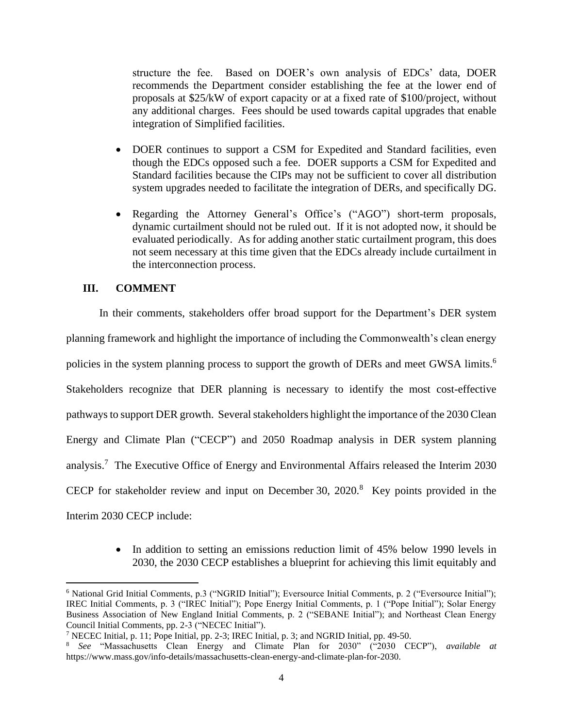structure the fee. Based on DOER's own analysis of EDCs' data, DOER recommends the Department consider establishing the fee at the lower end of proposals at $25/kW of export capacity or at a fixed rate of $100/project, without any additional charges. Fees should be used towards capital upgrades that enable integration of Simplified facilities.

- DOER continues to support a CSM for Expedited and Standard facilities, even though the EDCs opposed such a fee. DOER supports a CSM for Expedited and Standard facilities because the CIPs may not be sufficient to cover all distribution system upgrades needed to facilitate the integration of DERs, and specifically DG.
- Regarding the Attorney General's Office's ("AGO") short-term proposals, dynamic curtailment should not be ruled out. If it is not adopted now, it should be evaluated periodically. As for adding another static curtailment program, this does not seem necessary at this time given that the EDCs already include curtailment in the interconnection process.

## III. COMMENT

In their comments, stakeholders offer broad support for the Department's DER system planning framework and highlight the importance of including the Commonwealth's clean energy policies in the system planning process to support the growth of DERs and meet GWSA limits.[6] Stakeholders recognize that DER planning is necessary to identify the most cost-effective pathways to support DER growth. Several stakeholders highlight the importance of the 2030 Clean Energy and Climate Plan ("CECP") and 2050 Roadmap analysis in DER system planning analysis.[7] The Executive Office of Energy and Environmental Affairs released the Interim 2030 CECP for stakeholder review and input on December 30, 2020.[8] Key points provided in the Interim 2030 CECP include:

- In addition to setting an emissions reduction limit of 45% below 1990 levels in 2030, the 2030 CECP establishes a blueprint for achieving this limit equitably and

---

[6] National Grid Initial Comments, p.3 ("NGRID Initial"); Eversource Initial Comments, p. 2 ("Eversource Initial"); IREC Initial Comments, p. 3 ("IREC Initial"); Pope Energy Initial Comments, p. 1 ("Pope Initial"); Solar Energy Business Association of New England Initial Comments, p. 2 ("SEBANE Initial"); and Northeast Clean Energy Council Initial Comments, pp. 2-3 ("NECEC Initial").

[7] NECEC Initial, p. 11; Pope Initial, pp. 2-3; IREC Initial, p. 3; and NGRID Initial, pp. 49-50.

[8] *See* "Massachusetts Clean Energy and Climate Plan for 2030" ("2030 CECP"), *available at* https://www.mass.gov/info-details/massachusetts-clean-energy-and-climate-plan-for-2030.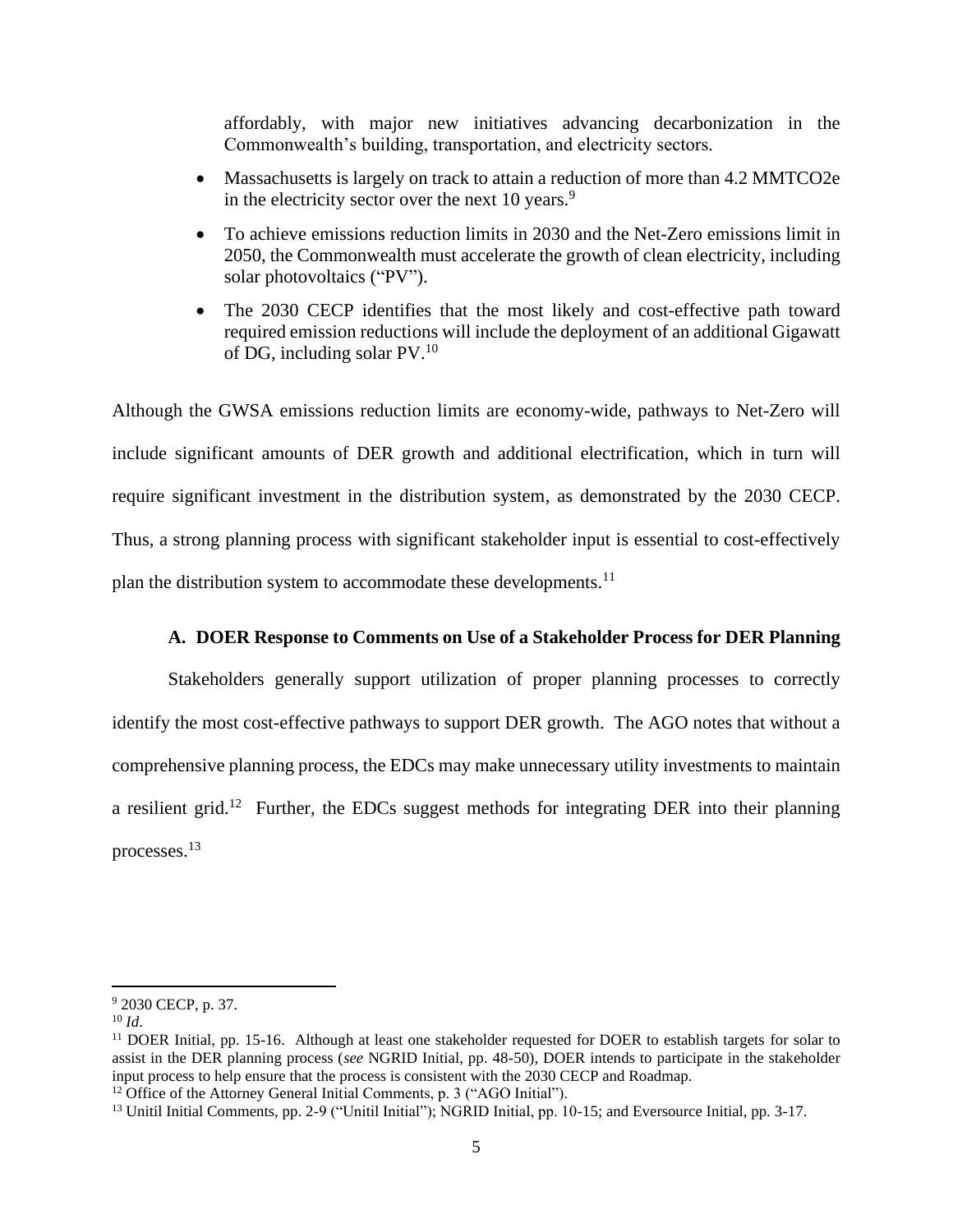affordably, with major new initiatives advancing decarbonization in the Commonwealth's building, transportation, and electricity sectors.

- Massachusetts is largely on track to attain a reduction of more than 4.2 MMTCO2e in the electricity sector over the next 10 years.[9]
- To achieve emissions reduction limits in 2030 and the Net-Zero emissions limit in 2050, the Commonwealth must accelerate the growth of clean electricity, including solar photovoltaics ("PV").
- The 2030 CECP identifies that the most likely and cost-effective path toward required emission reductions will include the deployment of an additional Gigawatt of DG, including solar PV.[10]

Although the GWSA emissions reduction limits are economy-wide, pathways to Net-Zero will include significant amounts of DER growth and additional electrification, which in turn will require significant investment in the distribution system, as demonstrated by the 2030 CECP. Thus, a strong planning process with significant stakeholder input is essential to cost-effectively plan the distribution system to accommodate these developments.[11]

### A. DOER Response to Comments on Use of a Stakeholder Process for DER Planning

Stakeholders generally support utilization of proper planning processes to correctly identify the most cost-effective pathways to support DER growth. The AGO notes that without a comprehensive planning process, the EDCs may make unnecessary utility investments to maintain a resilient grid.[12] Further, the EDCs suggest methods for integrating DER into their planning processes.[13]

---

[9] 2030 CECP, p. 37.

[10] *Id*.

[11] DOER Initial, pp. 15-16. Although at least one stakeholder requested for DOER to establish targets for solar to assist in the DER planning process (*see* NGRID Initial, pp. 48-50), DOER intends to participate in the stakeholder input process to help ensure that the process is consistent with the 2030 CECP and Roadmap.

[12] Office of the Attorney General Initial Comments, p. 3 ("AGO Initial").

[13] Unitil Initial Comments, pp. 2-9 ("Unitil Initial"); NGRID Initial, pp. 10-15; and Eversource Initial, pp. 3-17.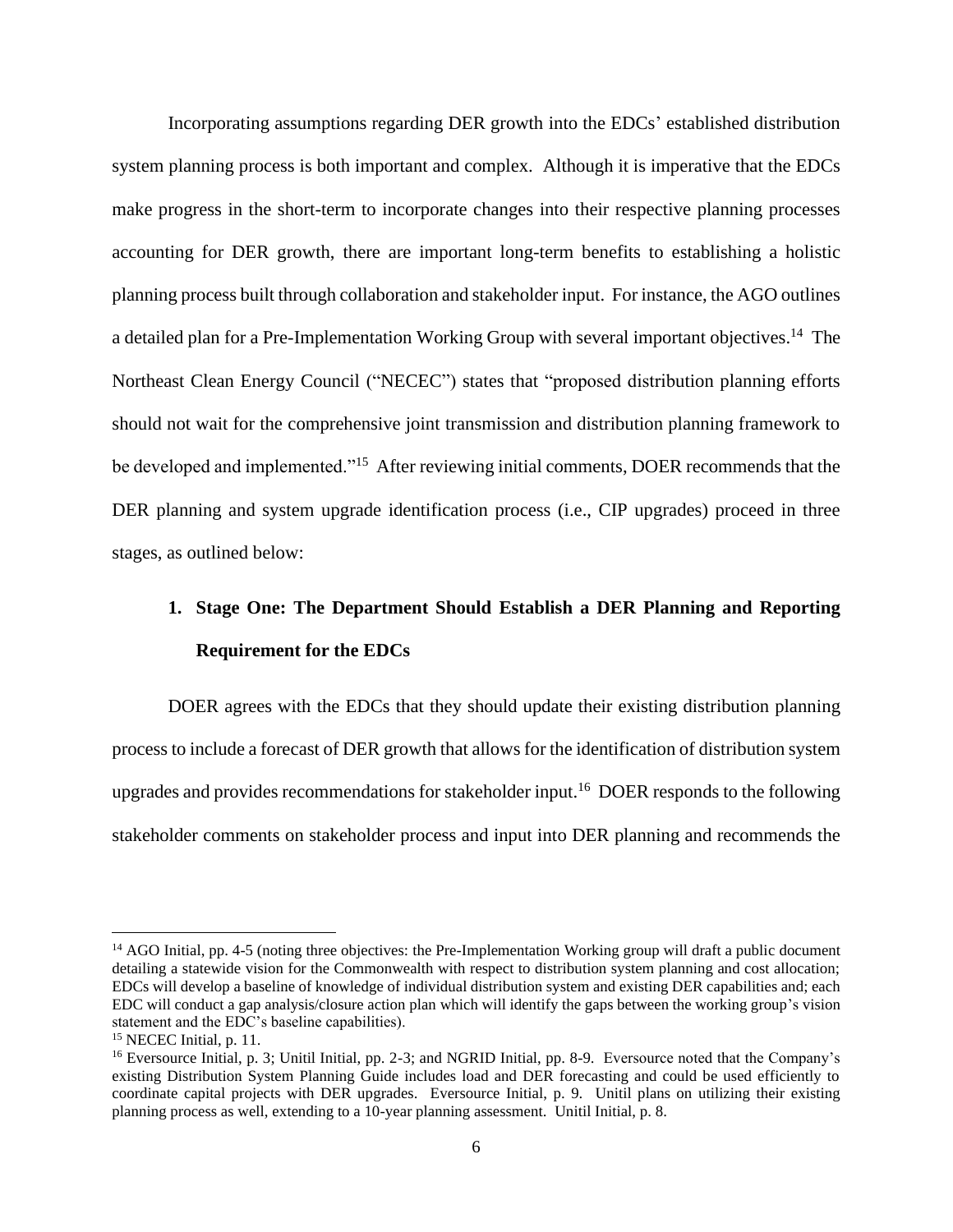Incorporating assumptions regarding DER growth into the EDCs' established distribution system planning process is both important and complex. Although it is imperative that the EDCs make progress in the short-term to incorporate changes into their respective planning processes accounting for DER growth, there are important long-term benefits to establishing a holistic planning process built through collaboration and stakeholder input. For instance, the AGO outlines a detailed plan for a Pre-Implementation Working Group with several important objectives.[14] The Northeast Clean Energy Council ("NECEC") states that "proposed distribution planning efforts should not wait for the comprehensive joint transmission and distribution planning framework to be developed and implemented."[15] After reviewing initial comments, DOER recommends that the DER planning and system upgrade identification process (i.e., CIP upgrades) proceed in three stages, as outlined below:

### 1. Stage One: The Department Should Establish a DER Planning and Reporting Requirement for the EDCs

DOER agrees with the EDCs that they should update their existing distribution planning process to include a forecast of DER growth that allows for the identification of distribution system upgrades and provides recommendations for stakeholder input.[16] DOER responds to the following stakeholder comments on stakeholder process and input into DER planning and recommends the

---

[14] AGO Initial, pp. 4-5 (noting three objectives: the Pre-Implementation Working group will draft a public document detailing a statewide vision for the Commonwealth with respect to distribution system planning and cost allocation; EDCs will develop a baseline of knowledge of individual distribution system and existing DER capabilities and; each EDC will conduct a gap analysis/closure action plan which will identify the gaps between the working group's vision statement and the EDC's baseline capabilities).

[15] NECEC Initial, p. 11.

[16] Eversource Initial, p. 3; Unitil Initial, pp. 2-3; and NGRID Initial, pp. 8-9. Eversource noted that the Company's existing Distribution System Planning Guide includes load and DER forecasting and could be used efficiently to coordinate capital projects with DER upgrades. Eversource Initial, p. 9. Unitil plans on utilizing their existing planning process as well, extending to a 10-year planning assessment. Unitil Initial, p. 8.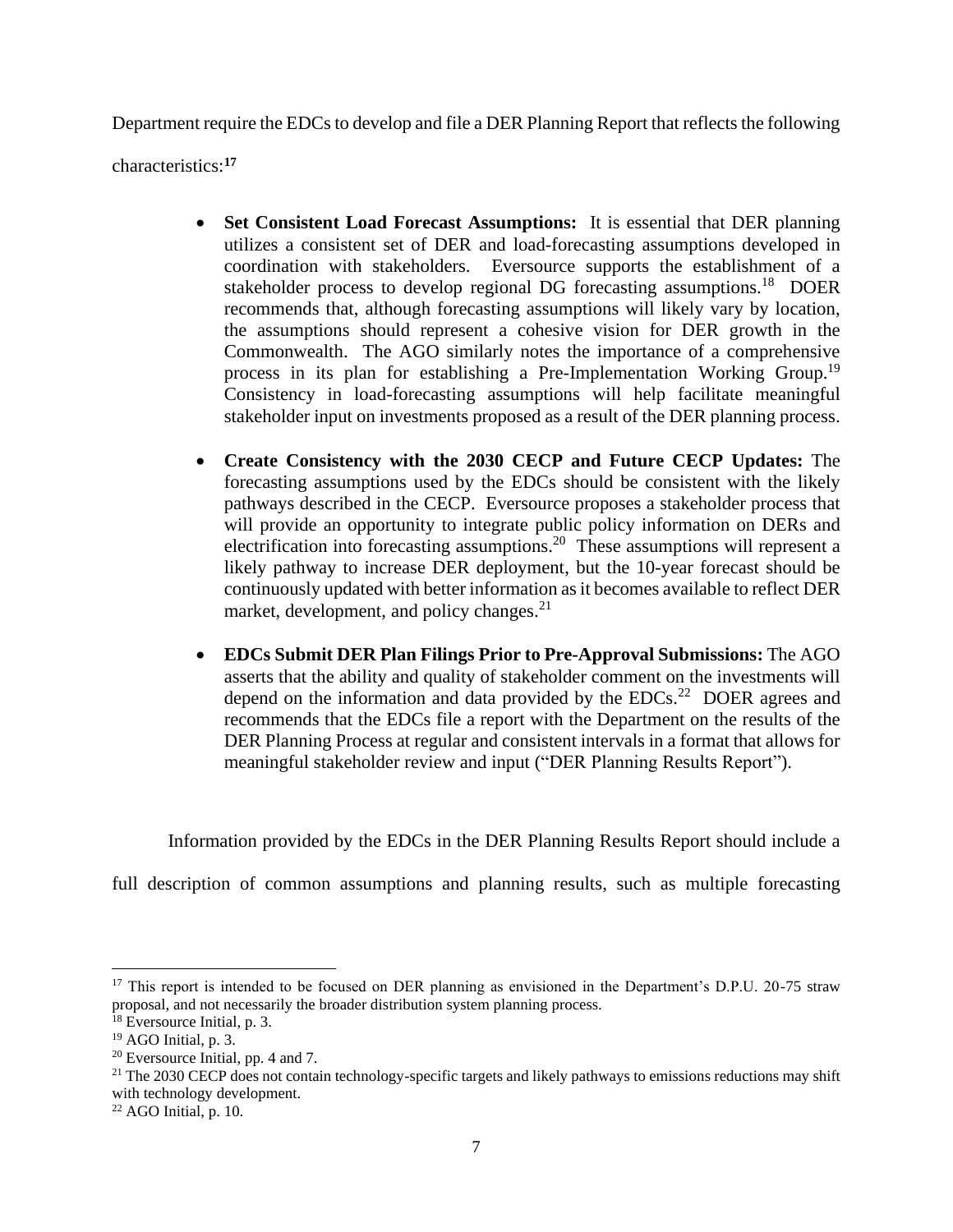Department require the EDCs to develop and file a DER Planning Report that reflects the following characteristics:[17]

- **Set Consistent Load Forecast Assumptions:** It is essential that DER planning utilizes a consistent set of DER and load-forecasting assumptions developed in coordination with stakeholders. Eversource supports the establishment of a stakeholder process to develop regional DG forecasting assumptions.[18] DOER recommends that, although forecasting assumptions will likely vary by location, the assumptions should represent a cohesive vision for DER growth in the Commonwealth. The AGO similarly notes the importance of a comprehensive process in its plan for establishing a Pre-Implementation Working Group.[19] Consistency in load-forecasting assumptions will help facilitate meaningful stakeholder input on investments proposed as a result of the DER planning process.

- **Create Consistency with the 2030 CECP and Future CECP Updates:** The forecasting assumptions used by the EDCs should be consistent with the likely pathways described in the CECP. Eversource proposes a stakeholder process that will provide an opportunity to integrate public policy information on DERs and electrification into forecasting assumptions.[20] These assumptions will represent a likely pathway to increase DER deployment, but the 10-year forecast should be continuously updated with better information as it becomes available to reflect DER market, development, and policy changes.[21]

- **EDCs Submit DER Plan Filings Prior to Pre-Approval Submissions:** The AGO asserts that the ability and quality of stakeholder comment on the investments will depend on the information and data provided by the EDCs.[22] DOER agrees and recommends that the EDCs file a report with the Department on the results of the DER Planning Process at regular and consistent intervals in a format that allows for meaningful stakeholder review and input ("DER Planning Results Report").

Information provided by the EDCs in the DER Planning Results Report should include a full description of common assumptions and planning results, such as multiple forecasting

---

[17] This report is intended to be focused on DER planning as envisioned in the Department's D.P.U. 20-75 straw proposal, and not necessarily the broader distribution system planning process.

[18] Eversource Initial, p. 3.

[19] AGO Initial, p. 3.

[20] Eversource Initial, pp. 4 and 7.

[21] The 2030 CECP does not contain technology-specific targets and likely pathways to emissions reductions may shift with technology development.

[22] AGO Initial, p. 10.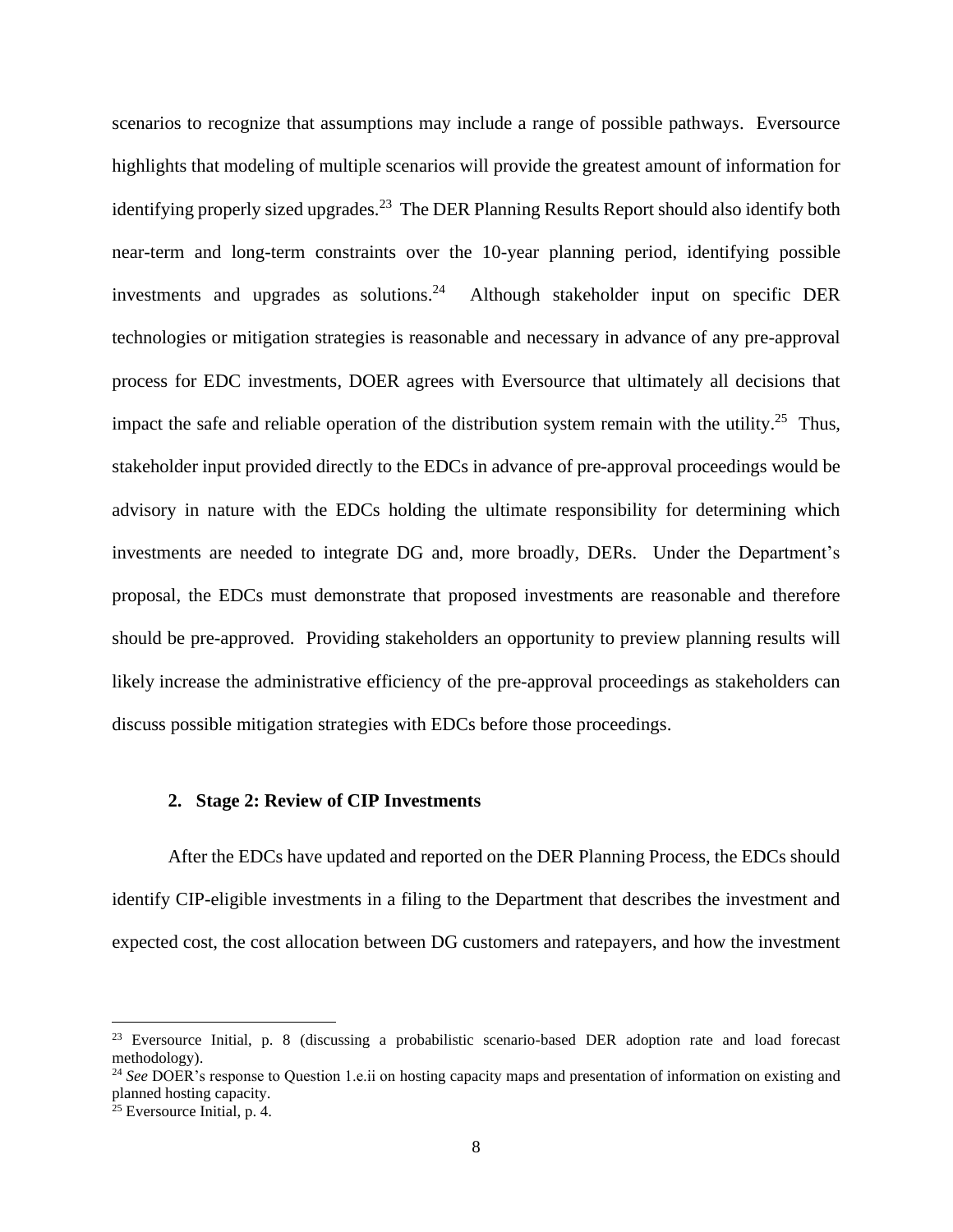scenarios to recognize that assumptions may include a range of possible pathways. Eversource highlights that modeling of multiple scenarios will provide the greatest amount of information for identifying properly sized upgrades.[23] The DER Planning Results Report should also identify both near-term and long-term constraints over the 10-year planning period, identifying possible investments and upgrades as solutions.[24] Although stakeholder input on specific DER technologies or mitigation strategies is reasonable and necessary in advance of any pre-approval process for EDC investments, DOER agrees with Eversource that ultimately all decisions that impact the safe and reliable operation of the distribution system remain with the utility.[25] Thus, stakeholder input provided directly to the EDCs in advance of pre-approval proceedings would be advisory in nature with the EDCs holding the ultimate responsibility for determining which investments are needed to integrate DG and, more broadly, DERs. Under the Department's proposal, the EDCs must demonstrate that proposed investments are reasonable and therefore should be pre-approved. Providing stakeholders an opportunity to preview planning results will likely increase the administrative efficiency of the pre-approval proceedings as stakeholders can discuss possible mitigation strategies with EDCs before those proceedings.

### 2. Stage 2: Review of CIP Investments

After the EDCs have updated and reported on the DER Planning Process, the EDCs should identify CIP-eligible investments in a filing to the Department that describes the investment and expected cost, the cost allocation between DG customers and ratepayers, and how the investment

---

[23] Eversource Initial, p. 8 (discussing a probabilistic scenario-based DER adoption rate and load forecast methodology).

[24] *See* DOER's response to Question 1.e.ii on hosting capacity maps and presentation of information on existing and planned hosting capacity.

[25] Eversource Initial, p. 4.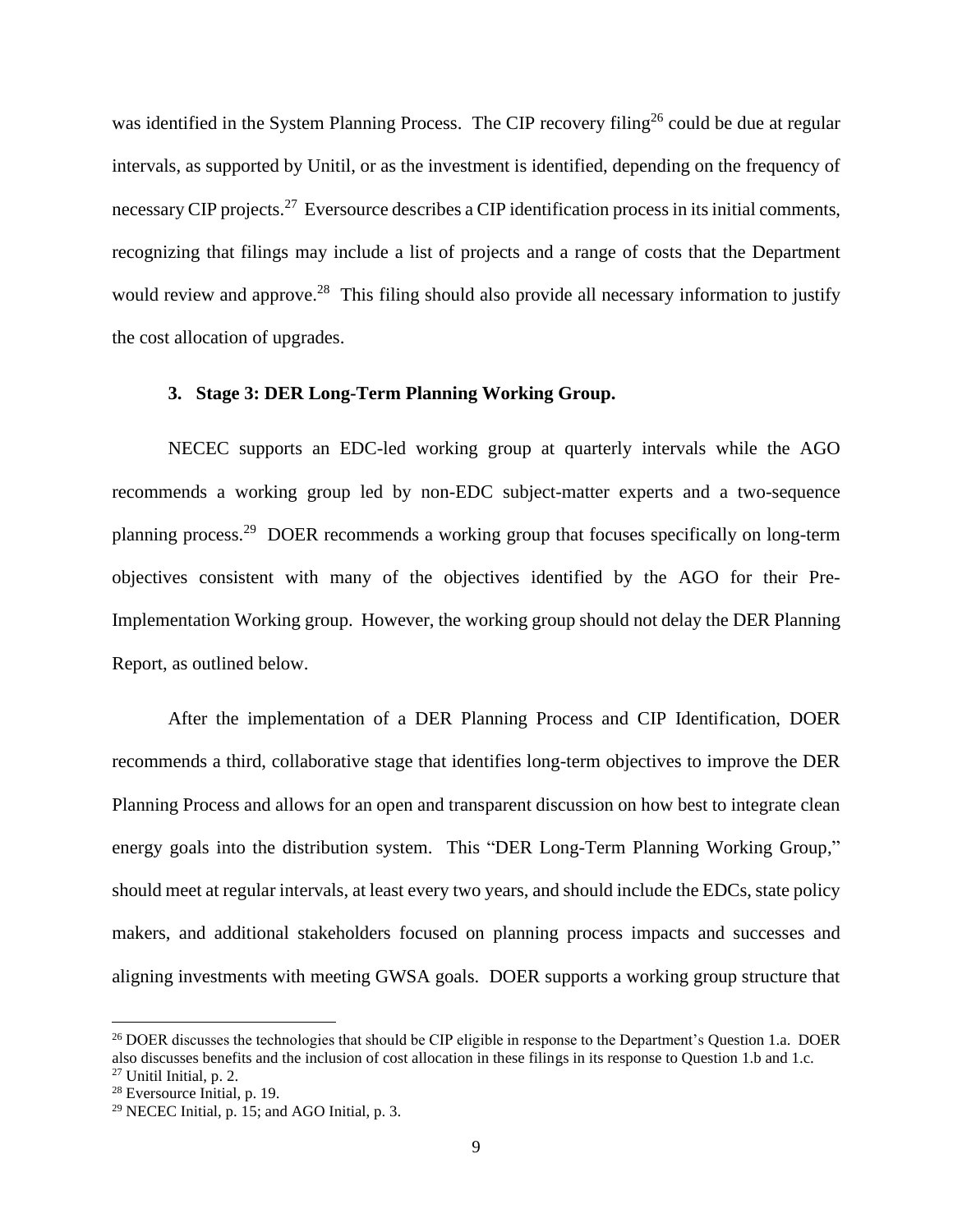was identified in the System Planning Process. The CIP recovery filing[26] could be due at regular intervals, as supported by Unitil, or as the investment is identified, depending on the frequency of necessary CIP projects.[27] Eversource describes a CIP identification process in its initial comments, recognizing that filings may include a list of projects and a range of costs that the Department would review and approve.[28] This filing should also provide all necessary information to justify the cost allocation of upgrades.

### 3. Stage 3: DER Long-Term Planning Working Group.

NECEC supports an EDC-led working group at quarterly intervals while the AGO recommends a working group led by non-EDC subject-matter experts and a two-sequence planning process.[29] DOER recommends a working group that focuses specifically on long-term objectives consistent with many of the objectives identified by the AGO for their Pre-Implementation Working group. However, the working group should not delay the DER Planning Report, as outlined below.

After the implementation of a DER Planning Process and CIP Identification, DOER recommends a third, collaborative stage that identifies long-term objectives to improve the DER Planning Process and allows for an open and transparent discussion on how best to integrate clean energy goals into the distribution system. This "DER Long-Term Planning Working Group," should meet at regular intervals, at least every two years, and should include the EDCs, state policy makers, and additional stakeholders focused on planning process impacts and successes and aligning investments with meeting GWSA goals. DOER supports a working group structure that

---

[26] DOER discusses the technologies that should be CIP eligible in response to the Department's Question 1.a. DOER also discusses benefits and the inclusion of cost allocation in these filings in its response to Question 1.b and 1.c.

[27] Unitil Initial, p. 2.

[28] Eversource Initial, p. 19.

[29] NECEC Initial, p. 15; and AGO Initial, p. 3.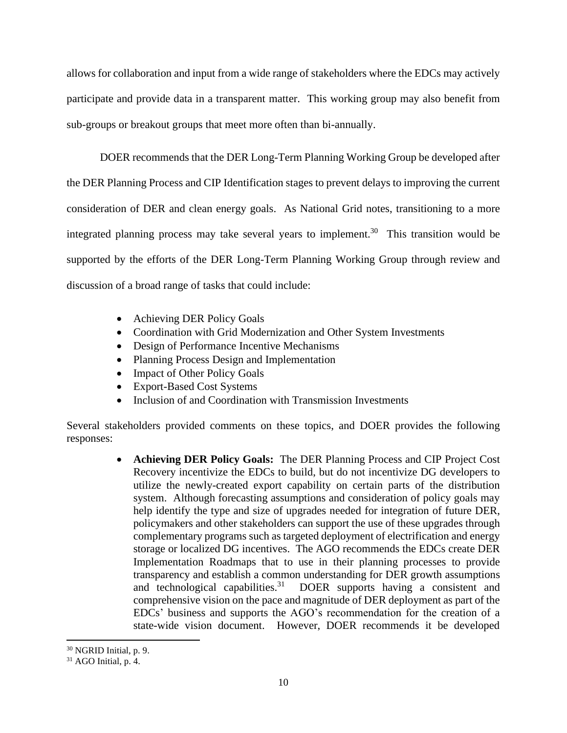allows for collaboration and input from a wide range of stakeholders where the EDCs may actively participate and provide data in a transparent matter. This working group may also benefit from sub-groups or breakout groups that meet more often than bi-annually.

DOER recommends that the DER Long-Term Planning Working Group be developed after the DER Planning Process and CIP Identification stages to prevent delays to improving the current consideration of DER and clean energy goals. As National Grid notes, transitioning to a more integrated planning process may take several years to implement.[30] This transition would be supported by the efforts of the DER Long-Term Planning Working Group through review and discussion of a broad range of tasks that could include:

- Achieving DER Policy Goals
- Coordination with Grid Modernization and Other System Investments
- Design of Performance Incentive Mechanisms
- Planning Process Design and Implementation
- Impact of Other Policy Goals
- Export-Based Cost Systems
- Inclusion of and Coordination with Transmission Investments

Several stakeholders provided comments on these topics, and DOER provides the following responses:

- **Achieving DER Policy Goals:** The DER Planning Process and CIP Project Cost Recovery incentivize the EDCs to build, but do not incentivize DG developers to utilize the newly-created export capability on certain parts of the distribution system. Although forecasting assumptions and consideration of policy goals may help identify the type and size of upgrades needed for integration of future DER, policymakers and other stakeholders can support the use of these upgrades through complementary programs such as targeted deployment of electrification and energy storage or localized DG incentives. The AGO recommends the EDCs create DER Implementation Roadmaps that to use in their planning processes to provide transparency and establish a common understanding for DER growth assumptions and technological capabilities.[31] DOER supports having a consistent and comprehensive vision on the pace and magnitude of DER deployment as part of the EDCs' business and supports the AGO's recommendation for the creation of a state-wide vision document. However, DOER recommends it be developed

[30] NGRID Initial, p. 9.

[31] AGO Initial, p. 4.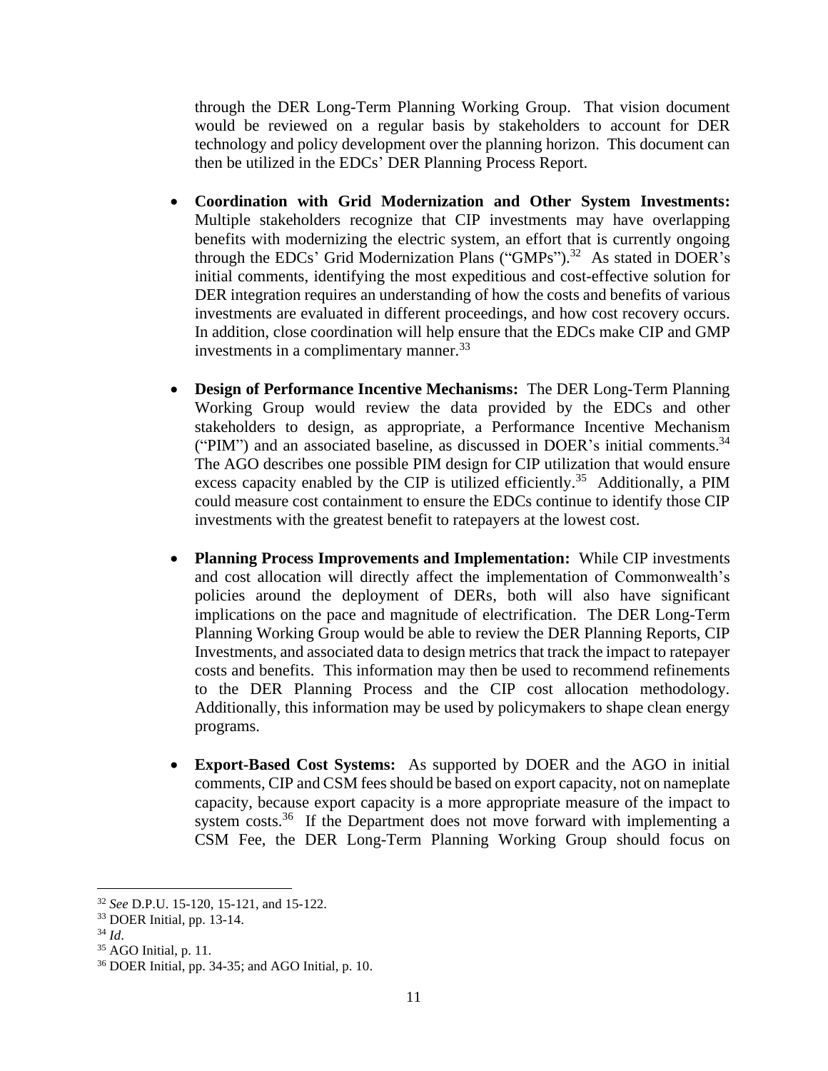through the DER Long-Term Planning Working Group. That vision document would be reviewed on a regular basis by stakeholders to account for DER technology and policy development over the planning horizon. This document can then be utilized in the EDCs' DER Planning Process Report.

- **Coordination with Grid Modernization and Other System Investments:** Multiple stakeholders recognize that CIP investments may have overlapping benefits with modernizing the electric system, an effort that is currently ongoing through the EDCs' Grid Modernization Plans ("GMPs").[32] As stated in DOER's initial comments, identifying the most expeditious and cost-effective solution for DER integration requires an understanding of how the costs and benefits of various investments are evaluated in different proceedings, and how cost recovery occurs. In addition, close coordination will help ensure that the EDCs make CIP and GMP investments in a complimentary manner.[33]

- **Design of Performance Incentive Mechanisms:** The DER Long-Term Planning Working Group would review the data provided by the EDCs and other stakeholders to design, as appropriate, a Performance Incentive Mechanism ("PIM") and an associated baseline, as discussed in DOER's initial comments.[34] The AGO describes one possible PIM design for CIP utilization that would ensure excess capacity enabled by the CIP is utilized efficiently.[35] Additionally, a PIM could measure cost containment to ensure the EDCs continue to identify those CIP investments with the greatest benefit to ratepayers at the lowest cost.

- **Planning Process Improvements and Implementation:** While CIP investments and cost allocation will directly affect the implementation of Commonwealth's policies around the deployment of DERs, both will also have significant implications on the pace and magnitude of electrification. The DER Long-Term Planning Working Group would be able to review the DER Planning Reports, CIP Investments, and associated data to design metrics that track the impact to ratepayer costs and benefits. This information may then be used to recommend refinements to the DER Planning Process and the CIP cost allocation methodology. Additionally, this information may be used by policymakers to shape clean energy programs.

- **Export-Based Cost Systems:** As supported by DOER and the AGO in initial comments, CIP and CSM fees should be based on export capacity, not on nameplate capacity, because export capacity is a more appropriate measure of the impact to system costs.[36] If the Department does not move forward with implementing a CSM Fee, the DER Long-Term Planning Working Group should focus on

---

[32] *See* D.P.U. 15-120, 15-121, and 15-122.

[33] DOER Initial, pp. 13-14.

[34] *Id*.

[35] AGO Initial, p. 11.

[36] DOER Initial, pp. 34-35; and AGO Initial, p. 10.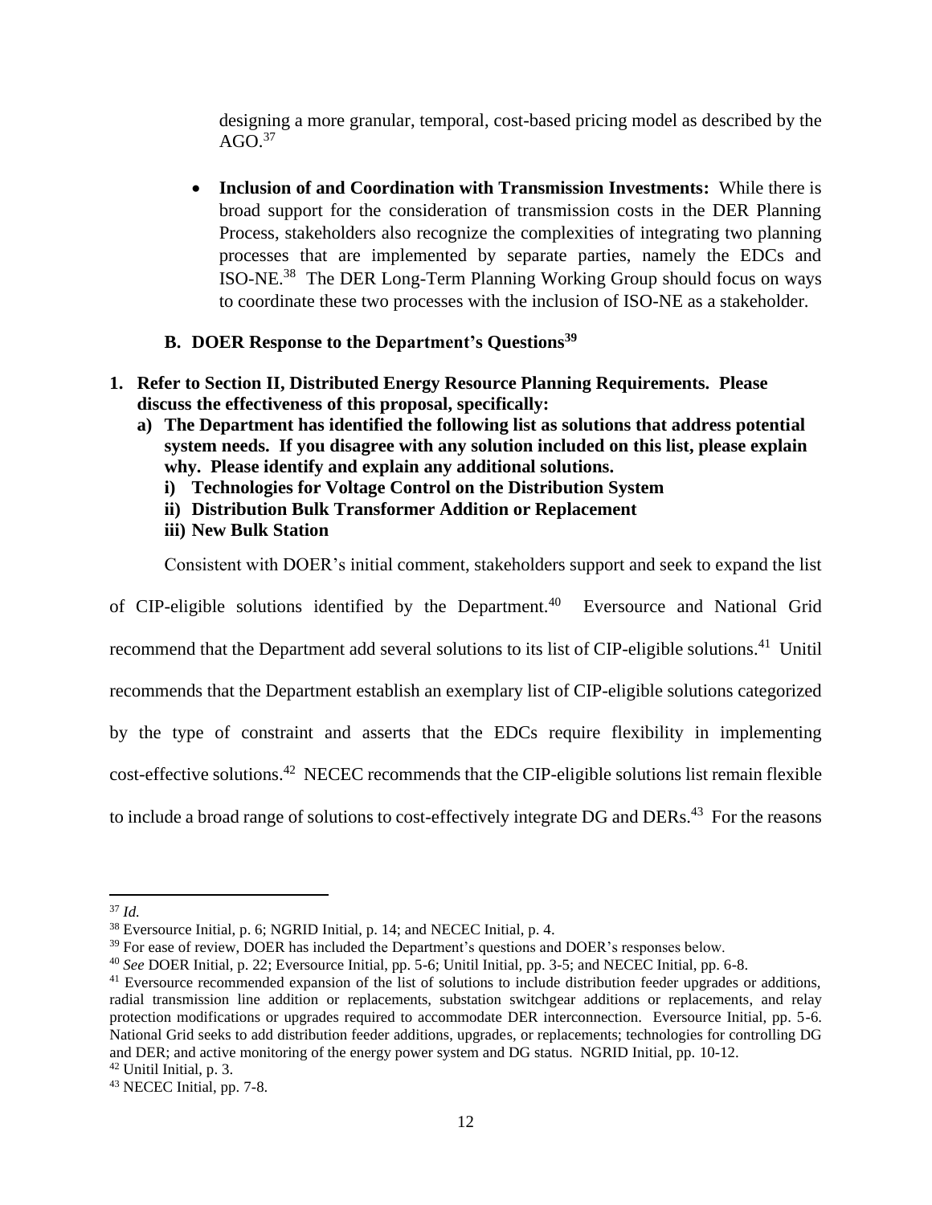designing a more granular, temporal, cost-based pricing model as described by the AGO.[37]

- **Inclusion of and Coordination with Transmission Investments:** While there is broad support for the consideration of transmission costs in the DER Planning Process, stakeholders also recognize the complexities of integrating two planning processes that are implemented by separate parties, namely the EDCs and ISO-NE.[38] The DER Long-Term Planning Working Group should focus on ways to coordinate these two processes with the inclusion of ISO-NE as a stakeholder.

### B. DOER Response to the Department's Questions[39]

**1. Refer to Section II, Distributed Energy Resource Planning Requirements. Please discuss the effectiveness of this proposal, specifically:**

**a) The Department has identified the following list as solutions that address potential system needs. If you disagree with any solution included on this list, please explain why. Please identify and explain any additional solutions.**

**i) Technologies for Voltage Control on the Distribution System**

**ii) Distribution Bulk Transformer Addition or Replacement**

**iii) New Bulk Station**

Consistent with DOER's initial comment, stakeholders support and seek to expand the list of CIP-eligible solutions identified by the Department.[40] Eversource and National Grid recommend that the Department add several solutions to its list of CIP-eligible solutions.[41] Unitil recommends that the Department establish an exemplary list of CIP-eligible solutions categorized by the type of constraint and asserts that the EDCs require flexibility in implementing cost-effective solutions.[42] NECEC recommends that the CIP-eligible solutions list remain flexible to include a broad range of solutions to cost-effectively integrate DG and DERs.[43] For the reasons

---

[37] *Id.*

[38] Eversource Initial, p. 6; NGRID Initial, p. 14; and NECEC Initial, p. 4.

[39] For ease of review, DOER has included the Department's questions and DOER's responses below.

[40] *See* DOER Initial, p. 22; Eversource Initial, pp. 5-6; Unitil Initial, pp. 3-5; and NECEC Initial, pp. 6-8.

[41] Eversource recommended expansion of the list of solutions to include distribution feeder upgrades or additions, radial transmission line addition or replacements, substation switchgear additions or replacements, and relay protection modifications or upgrades required to accommodate DER interconnection. Eversource Initial, pp. 5-6. National Grid seeks to add distribution feeder additions, upgrades, or replacements; technologies for controlling DG and DER; and active monitoring of the energy power system and DG status. NGRID Initial, pp. 10-12.

[42] Unitil Initial, p. 3.

[43] NECEC Initial, pp. 7-8.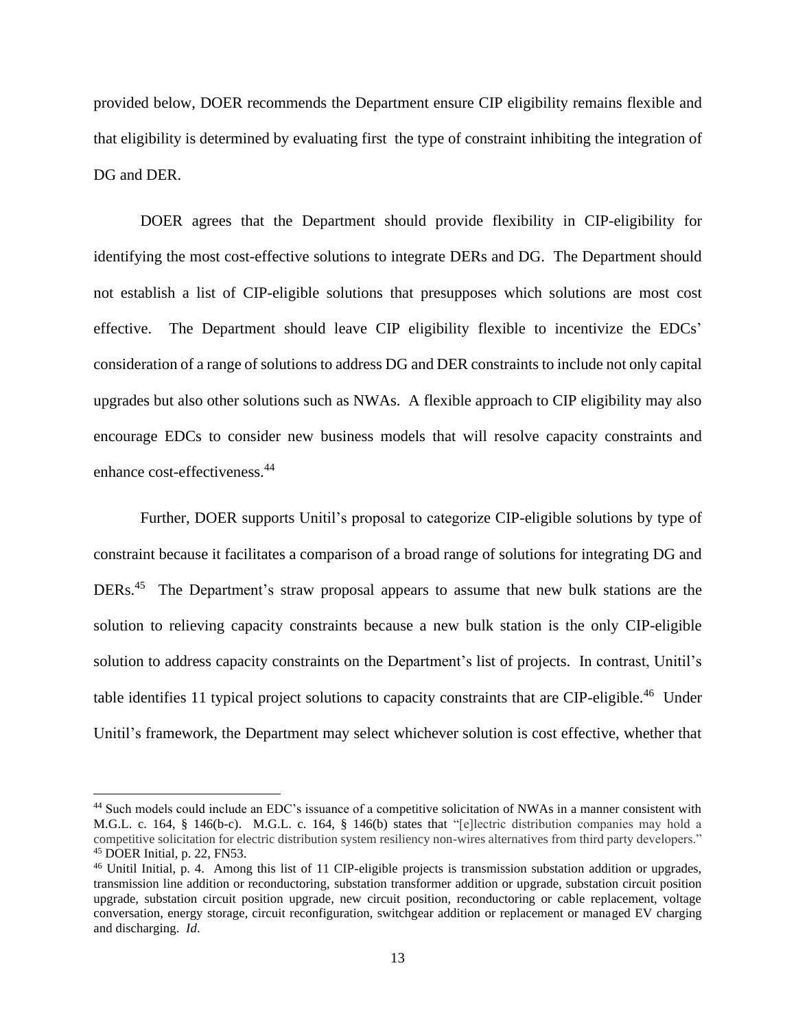provided below, DOER recommends the Department ensure CIP eligibility remains flexible and that eligibility is determined by evaluating first the type of constraint inhibiting the integration of DG and DER.

DOER agrees that the Department should provide flexibility in CIP-eligibility for identifying the most cost-effective solutions to integrate DERs and DG. The Department should not establish a list of CIP-eligible solutions that presupposes which solutions are most cost effective. The Department should leave CIP eligibility flexible to incentivize the EDCs' consideration of a range of solutions to address DG and DER constraints to include not only capital upgrades but also other solutions such as NWAs. A flexible approach to CIP eligibility may also encourage EDCs to consider new business models that will resolve capacity constraints and enhance cost-effectiveness.[44]

Further, DOER supports Unitil's proposal to categorize CIP-eligible solutions by type of constraint because it facilitates a comparison of a broad range of solutions for integrating DG and DERs.[45] The Department's straw proposal appears to assume that new bulk stations are the solution to relieving capacity constraints because a new bulk station is the only CIP-eligible solution to address capacity constraints on the Department's list of projects. In contrast, Unitil's table identifies 11 typical project solutions to capacity constraints that are CIP-eligible.[46] Under Unitil's framework, the Department may select whichever solution is cost effective, whether that

---

[44] Such models could include an EDC's issuance of a competitive solicitation of NWAs in a manner consistent with M.G.L. c. 164, § 146(b-c). M.G.L. c. 164, § 146(b) states that "[e]lectric distribution companies may hold a competitive solicitation for electric distribution system resiliency non-wires alternatives from third party developers."

[45] DOER Initial, p. 22, FN53.

[46] Unitil Initial, p. 4. Among this list of 11 CIP-eligible projects is transmission substation addition or upgrades, transmission line addition or reconductoring, substation transformer addition or upgrade, substation circuit position upgrade, substation circuit position upgrade, new circuit position, reconductoring or cable replacement, voltage conversation, energy storage, circuit reconfiguration, switchgear addition or replacement or managed EV charging and discharging. *Id*.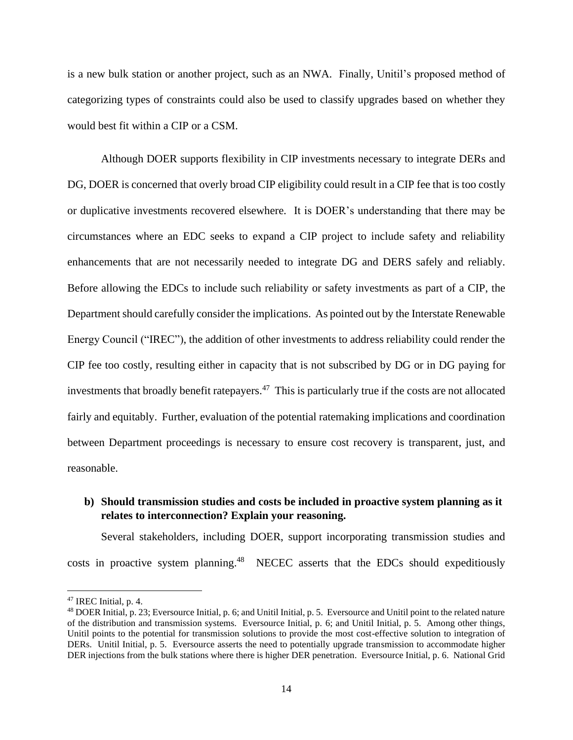is a new bulk station or another project, such as an NWA. Finally, Unitil's proposed method of categorizing types of constraints could also be used to classify upgrades based on whether they would best fit within a CIP or a CSM.

Although DOER supports flexibility in CIP investments necessary to integrate DERs and DG, DOER is concerned that overly broad CIP eligibility could result in a CIP fee that is too costly or duplicative investments recovered elsewhere. It is DOER's understanding that there may be circumstances where an EDC seeks to expand a CIP project to include safety and reliability enhancements that are not necessarily needed to integrate DG and DERS safely and reliably. Before allowing the EDCs to include such reliability or safety investments as part of a CIP, the Department should carefully consider the implications. As pointed out by the Interstate Renewable Energy Council ("IREC"), the addition of other investments to address reliability could render the CIP fee too costly, resulting either in capacity that is not subscribed by DG or in DG paying for investments that broadly benefit ratepayers.[47] This is particularly true if the costs are not allocated fairly and equitably. Further, evaluation of the potential ratemaking implications and coordination between Department proceedings is necessary to ensure cost recovery is transparent, just, and reasonable.

**b) Should transmission studies and costs be included in proactive system planning as it relates to interconnection? Explain your reasoning.**

Several stakeholders, including DOER, support incorporating transmission studies and costs in proactive system planning.[48] NECEC asserts that the EDCs should expeditiously

---

[47] IREC Initial, p. 4.

[48] DOER Initial, p. 23; Eversource Initial, p. 6; and Unitil Initial, p. 5. Eversource and Unitil point to the related nature of the distribution and transmission systems. Eversource Initial, p. 6; and Unitil Initial, p. 5. Among other things, Unitil points to the potential for transmission solutions to provide the most cost-effective solution to integration of DERs. Unitil Initial, p. 5. Eversource asserts the need to potentially upgrade transmission to accommodate higher DER injections from the bulk stations where there is higher DER penetration. Eversource Initial, p. 6. National Grid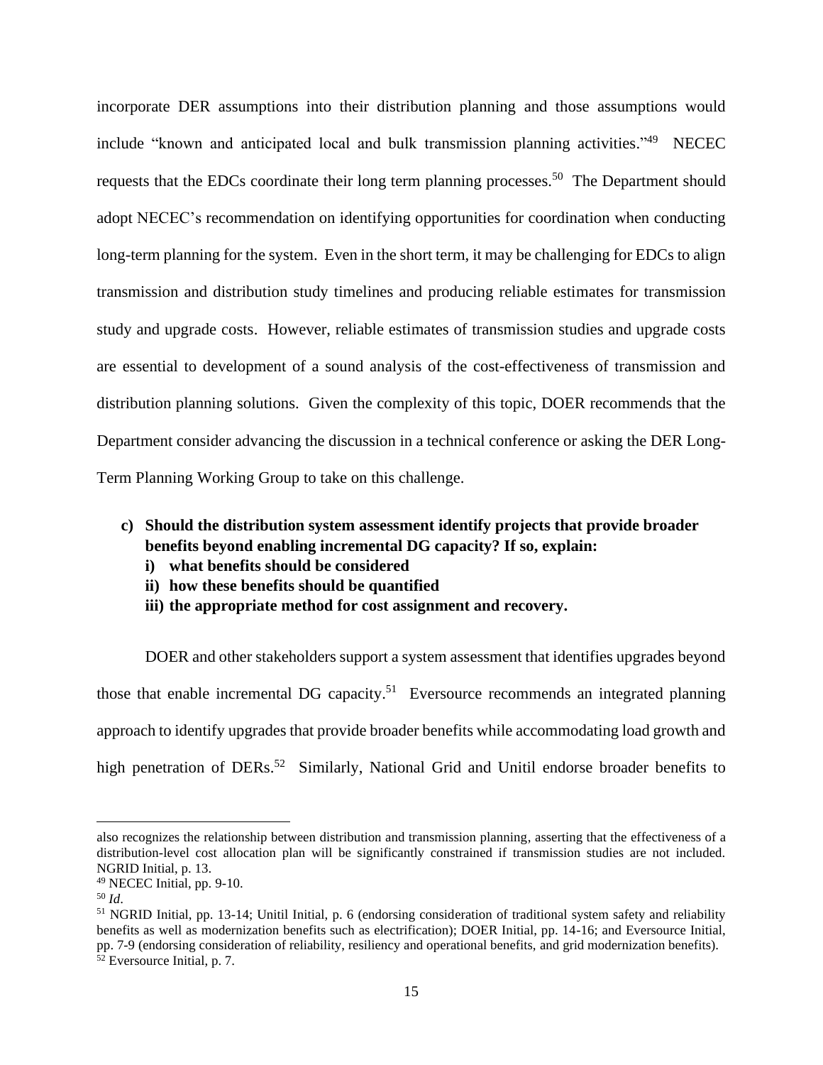incorporate DER assumptions into their distribution planning and those assumptions would include "known and anticipated local and bulk transmission planning activities."[49] NECEC requests that the EDCs coordinate their long term planning processes.[50] The Department should adopt NECEC's recommendation on identifying opportunities for coordination when conducting long-term planning for the system. Even in the short term, it may be challenging for EDCs to align transmission and distribution study timelines and producing reliable estimates for transmission study and upgrade costs. However, reliable estimates of transmission studies and upgrade costs are essential to development of a sound analysis of the cost-effectiveness of transmission and distribution planning solutions. Given the complexity of this topic, DOER recommends that the Department consider advancing the discussion in a technical conference or asking the DER Long-Term Planning Working Group to take on this challenge.

**c) Should the distribution system assessment identify projects that provide broader benefits beyond enabling incremental DG capacity? If so, explain:**

- **i) what benefits should be considered**
- **ii) how these benefits should be quantified**
- **iii) the appropriate method for cost assignment and recovery.**

DOER and other stakeholders support a system assessment that identifies upgrades beyond those that enable incremental DG capacity.[51] Eversource recommends an integrated planning approach to identify upgrades that provide broader benefits while accommodating load growth and high penetration of DERs.[52] Similarly, National Grid and Unitil endorse broader benefits to

---

also recognizes the relationship between distribution and transmission planning, asserting that the effectiveness of a distribution-level cost allocation plan will be significantly constrained if transmission studies are not included. NGRID Initial, p. 13.

[49] NECEC Initial, pp. 9-10.

[50] *Id*.

[51] NGRID Initial, pp. 13-14; Unitil Initial, p. 6 (endorsing consideration of traditional system safety and reliability benefits as well as modernization benefits such as electrification); DOER Initial, pp. 14-16; and Eversource Initial, pp. 7-9 (endorsing consideration of reliability, resiliency and operational benefits, and grid modernization benefits).

[52] Eversource Initial, p. 7.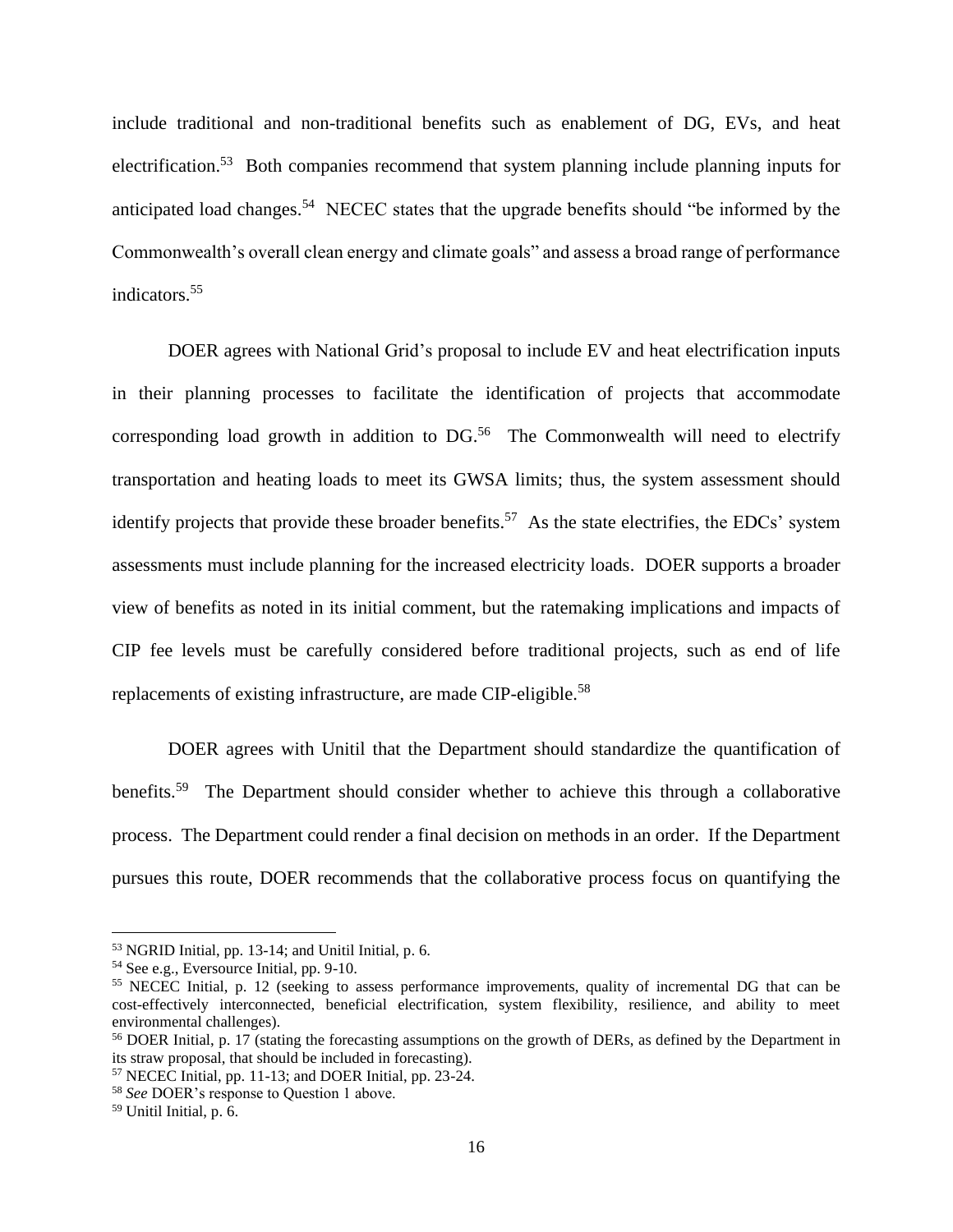include traditional and non-traditional benefits such as enablement of DG, EVs, and heat electrification.[53] Both companies recommend that system planning include planning inputs for anticipated load changes.[54] NECEC states that the upgrade benefits should "be informed by the Commonwealth's overall clean energy and climate goals" and assess a broad range of performance indicators.[55]

DOER agrees with National Grid's proposal to include EV and heat electrification inputs in their planning processes to facilitate the identification of projects that accommodate corresponding load growth in addition to DG.[56] The Commonwealth will need to electrify transportation and heating loads to meet its GWSA limits; thus, the system assessment should identify projects that provide these broader benefits.[57] As the state electrifies, the EDCs' system assessments must include planning for the increased electricity loads. DOER supports a broader view of benefits as noted in its initial comment, but the ratemaking implications and impacts of CIP fee levels must be carefully considered before traditional projects, such as end of life replacements of existing infrastructure, are made CIP-eligible.[58]

DOER agrees with Unitil that the Department should standardize the quantification of benefits.[59] The Department should consider whether to achieve this through a collaborative process. The Department could render a final decision on methods in an order. If the Department pursues this route, DOER recommends that the collaborative process focus on quantifying the

---

[53] NGRID Initial, pp. 13-14; and Unitil Initial, p. 6.

[54] See e.g., Eversource Initial, pp. 9-10.

[55] NECEC Initial, p. 12 (seeking to assess performance improvements, quality of incremental DG that can be cost-effectively interconnected, beneficial electrification, system flexibility, resilience, and ability to meet environmental challenges).

[56] DOER Initial, p. 17 (stating the forecasting assumptions on the growth of DERs, as defined by the Department in its straw proposal, that should be included in forecasting).

[57] NECEC Initial, pp. 11-13; and DOER Initial, pp. 23-24.

[58] *See* DOER's response to Question 1 above.

[59] Unitil Initial, p. 6.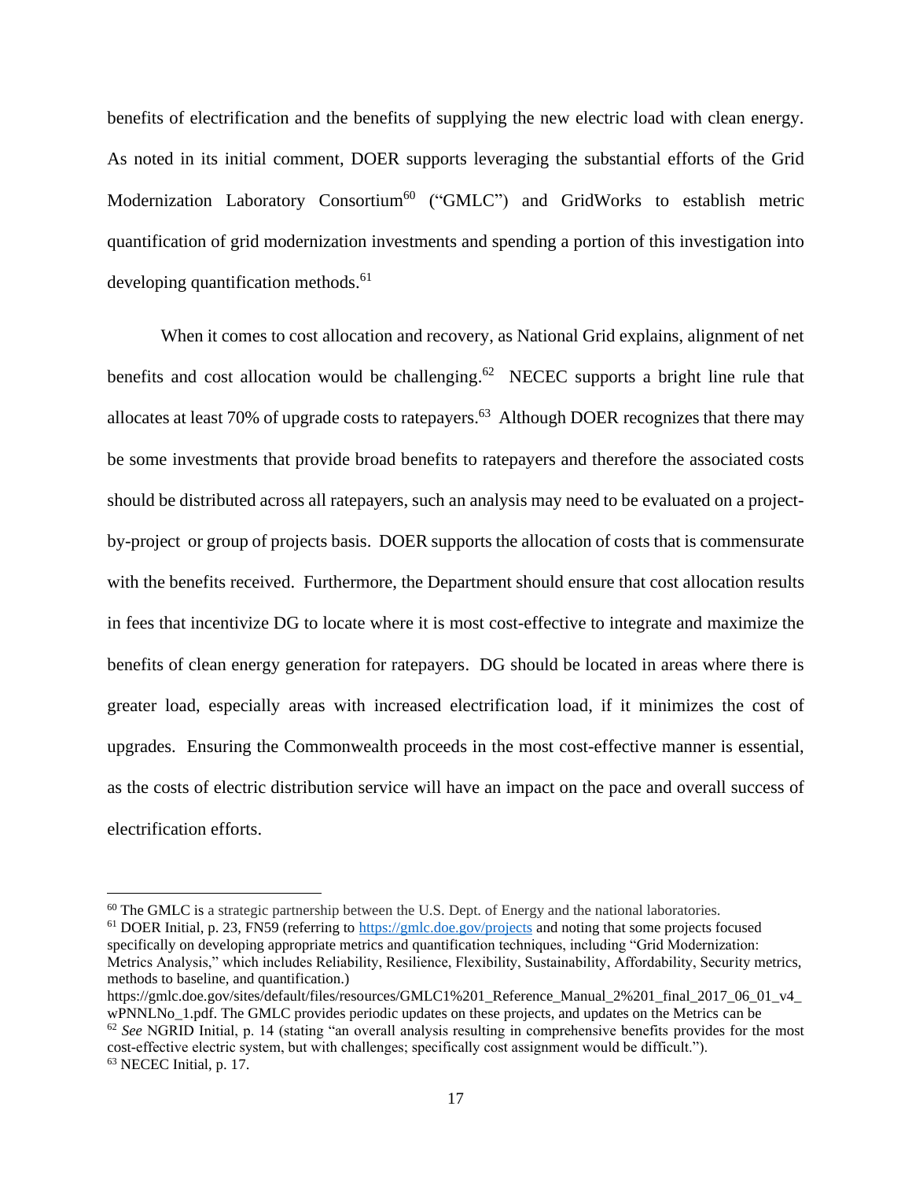benefits of electrification and the benefits of supplying the new electric load with clean energy. As noted in its initial comment, DOER supports leveraging the substantial efforts of the Grid Modernization Laboratory Consortium[60] ("GMLC") and GridWorks to establish metric quantification of grid modernization investments and spending a portion of this investigation into developing quantification methods.[61]

When it comes to cost allocation and recovery, as National Grid explains, alignment of net benefits and cost allocation would be challenging.[62] NECEC supports a bright line rule that allocates at least 70% of upgrade costs to ratepayers.[63] Although DOER recognizes that there may be some investments that provide broad benefits to ratepayers and therefore the associated costs should be distributed across all ratepayers, such an analysis may need to be evaluated on a project-by-project or group of projects basis. DOER supports the allocation of costs that is commensurate with the benefits received. Furthermore, the Department should ensure that cost allocation results in fees that incentivize DG to locate where it is most cost-effective to integrate and maximize the benefits of clean energy generation for ratepayers. DG should be located in areas where there is greater load, especially areas with increased electrification load, if it minimizes the cost of upgrades. Ensuring the Commonwealth proceeds in the most cost-effective manner is essential, as the costs of electric distribution service will have an impact on the pace and overall success of electrification efforts.

---

[60] The GMLC is a strategic partnership between the U.S. Dept. of Energy and the national laboratories.

[61] DOER Initial, p. 23, FN59 (referring to https://gmlc.doe.gov/projects and noting that some projects focused specifically on developing appropriate metrics and quantification techniques, including "Grid Modernization: Metrics Analysis," which includes Reliability, Resilience, Flexibility, Sustainability, Affordability, Security metrics, methods to baseline, and quantification.)
https://gmlc.doe.gov/sites/default/files/resources/GMLC1%201_Reference_Manual_2%201_final_2017_06_01_v4_wPNNLNo_1.pdf. The GMLC provides periodic updates on these projects, and updates on the Metrics can be

[62] *See* NGRID Initial, p. 14 (stating "an overall analysis resulting in comprehensive benefits provides for the most cost-effective electric system, but with challenges; specifically cost assignment would be difficult.").

[63] NECEC Initial, p. 17.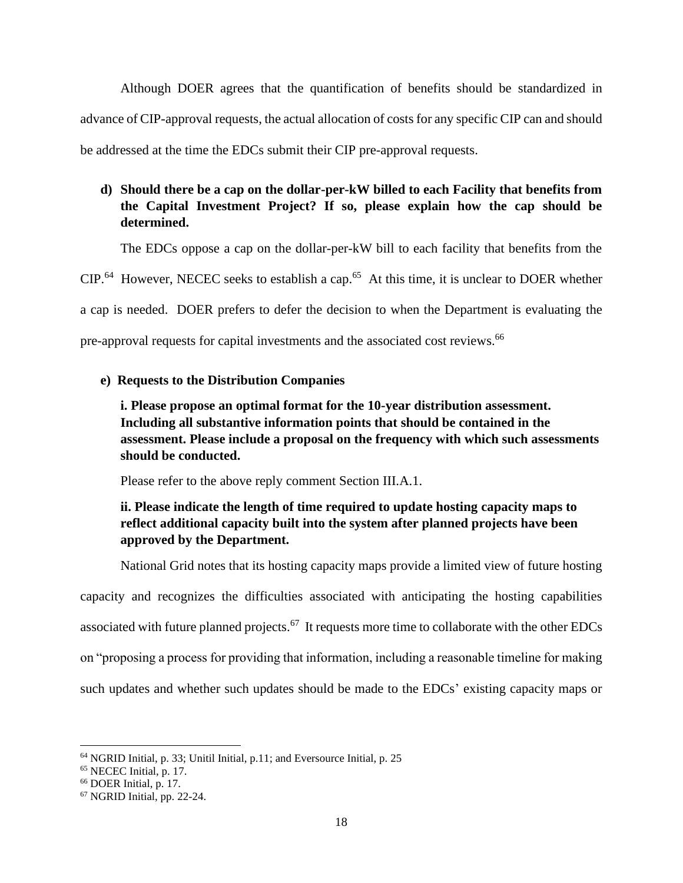Although DOER agrees that the quantification of benefits should be standardized in advance of CIP-approval requests, the actual allocation of costs for any specific CIP can and should be addressed at the time the EDCs submit their CIP pre-approval requests.

**d) Should there be a cap on the dollar-per-kW billed to each Facility that benefits from the Capital Investment Project? If so, please explain how the cap should be determined.**

The EDCs oppose a cap on the dollar-per-kW bill to each facility that benefits from the CIP.[64] However, NECEC seeks to establish a cap.[65] At this time, it is unclear to DOER whether a cap is needed. DOER prefers to defer the decision to when the Department is evaluating the pre-approval requests for capital investments and the associated cost reviews.[66]

**e) Requests to the Distribution Companies**

**i. Please propose an optimal format for the 10-year distribution assessment. Including all substantive information points that should be contained in the assessment. Please include a proposal on the frequency with which such assessments should be conducted.**

Please refer to the above reply comment Section III.A.1.

**ii. Please indicate the length of time required to update hosting capacity maps to reflect additional capacity built into the system after planned projects have been approved by the Department.**

National Grid notes that its hosting capacity maps provide a limited view of future hosting capacity and recognizes the difficulties associated with anticipating the hosting capabilities associated with future planned projects.[67] It requests more time to collaborate with the other EDCs on "proposing a process for providing that information, including a reasonable timeline for making such updates and whether such updates should be made to the EDCs' existing capacity maps or

---

[64] NGRID Initial, p. 33; Unitil Initial, p.11; and Eversource Initial, p. 25

[65] NECEC Initial, p. 17.

[66] DOER Initial, p. 17.

[67] NGRID Initial, pp. 22-24.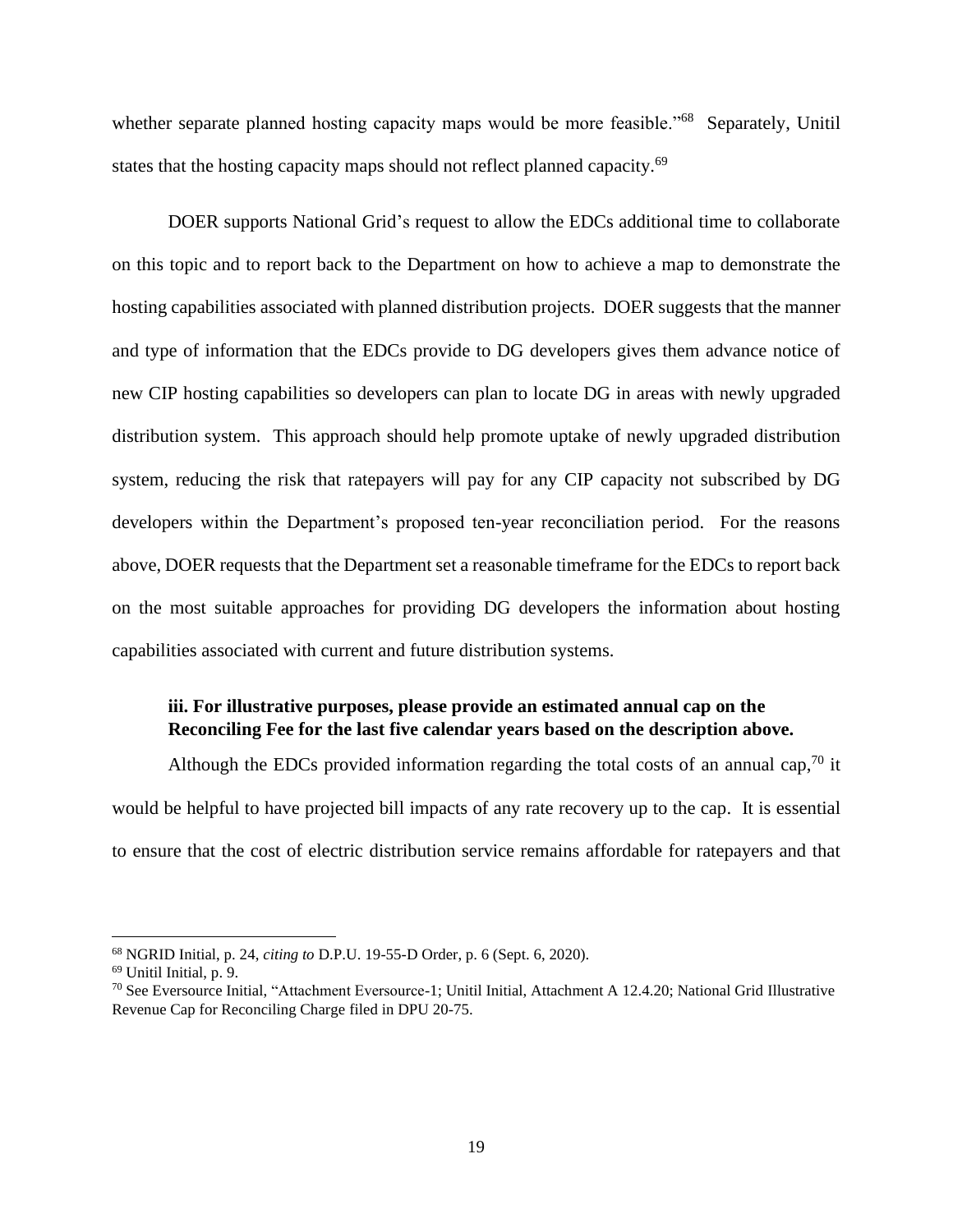whether separate planned hosting capacity maps would be more feasible."[68] Separately, Unitil states that the hosting capacity maps should not reflect planned capacity.[69]

DOER supports National Grid's request to allow the EDCs additional time to collaborate on this topic and to report back to the Department on how to achieve a map to demonstrate the hosting capabilities associated with planned distribution projects. DOER suggests that the manner and type of information that the EDCs provide to DG developers gives them advance notice of new CIP hosting capabilities so developers can plan to locate DG in areas with newly upgraded distribution system. This approach should help promote uptake of newly upgraded distribution system, reducing the risk that ratepayers will pay for any CIP capacity not subscribed by DG developers within the Department's proposed ten-year reconciliation period. For the reasons above, DOER requests that the Department set a reasonable timeframe for the EDCs to report back on the most suitable approaches for providing DG developers the information about hosting capabilities associated with current and future distribution systems.

**iii. For illustrative purposes, please provide an estimated annual cap on the Reconciling Fee for the last five calendar years based on the description above.**

Although the EDCs provided information regarding the total costs of an annual cap,[70] it would be helpful to have projected bill impacts of any rate recovery up to the cap. It is essential to ensure that the cost of electric distribution service remains affordable for ratepayers and that

---

[68] NGRID Initial, p. 24, *citing to* D.P.U. 19-55-D Order, p. 6 (Sept. 6, 2020).

[69] Unitil Initial, p. 9.

[70] See Eversource Initial, "Attachment Eversource-1; Unitil Initial, Attachment A 12.4.20; National Grid Illustrative Revenue Cap for Reconciling Charge filed in DPU 20-75.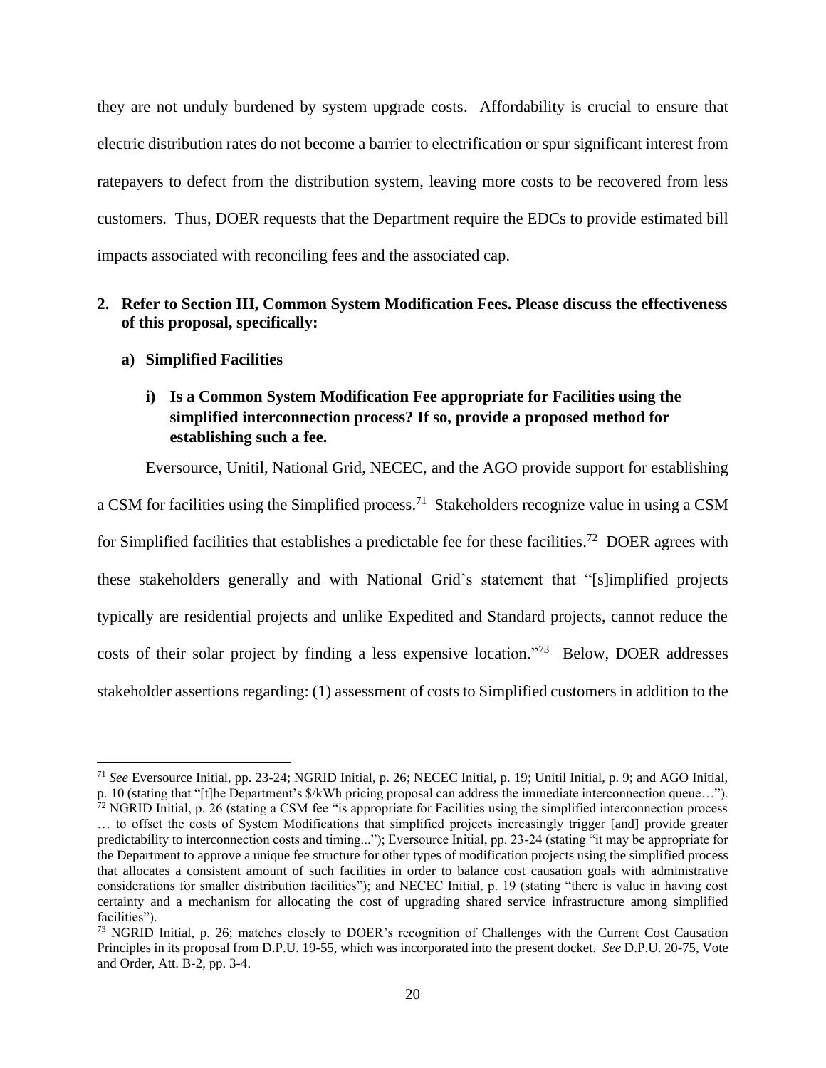they are not unduly burdened by system upgrade costs. Affordability is crucial to ensure that electric distribution rates do not become a barrier to electrification or spur significant interest from ratepayers to defect from the distribution system, leaving more costs to be recovered from less customers. Thus, DOER requests that the Department require the EDCs to provide estimated bill impacts associated with reconciling fees and the associated cap.

**2. Refer to Section III, Common System Modification Fees. Please discuss the effectiveness of this proposal, specifically:**

**a) Simplified Facilities**

**i) Is a Common System Modification Fee appropriate for Facilities using the simplified interconnection process? If so, provide a proposed method for establishing such a fee.**

Eversource, Unitil, National Grid, NECEC, and the AGO provide support for establishing a CSM for facilities using the Simplified process.[71] Stakeholders recognize value in using a CSM for Simplified facilities that establishes a predictable fee for these facilities.[72] DOER agrees with these stakeholders generally and with National Grid's statement that "[s]implified projects typically are residential projects and unlike Expedited and Standard projects, cannot reduce the costs of their solar project by finding a less expensive location."[73] Below, DOER addresses stakeholder assertions regarding: (1) assessment of costs to Simplified customers in addition to the

---

[71] *See* Eversource Initial, pp. 23-24; NGRID Initial, p. 26; NECEC Initial, p. 19; Unitil Initial, p. 9; and AGO Initial, p. 10 (stating that "[t]he Department's $/kWh pricing proposal can address the immediate interconnection queue…").

[72] NGRID Initial, p. 26 (stating a CSM fee "is appropriate for Facilities using the simplified interconnection process … to offset the costs of System Modifications that simplified projects increasingly trigger [and] provide greater predictability to interconnection costs and timing..."); Eversource Initial, pp. 23-24 (stating "it may be appropriate for the Department to approve a unique fee structure for other types of modification projects using the simplified process that allocates a consistent amount of such facilities in order to balance cost causation goals with administrative considerations for smaller distribution facilities"); and NECEC Initial, p. 19 (stating "there is value in having cost certainty and a mechanism for allocating the cost of upgrading shared service infrastructure among simplified facilities").

[73] NGRID Initial, p. 26; matches closely to DOER's recognition of Challenges with the Current Cost Causation Principles in its proposal from D.P.U. 19-55, which was incorporated into the present docket. *See* D.P.U. 20-75, Vote and Order, Att. B-2, pp. 3-4.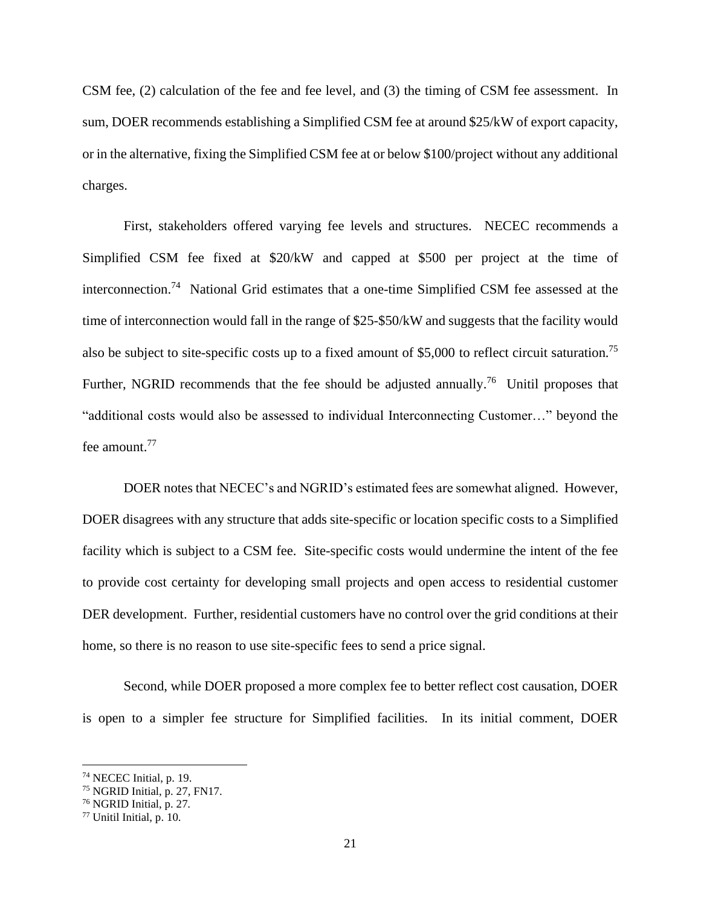CSM fee, (2) calculation of the fee and fee level, and (3) the timing of CSM fee assessment. In sum, DOER recommends establishing a Simplified CSM fee at around $25/kW of export capacity, or in the alternative, fixing the Simplified CSM fee at or below $100/project without any additional charges.

First, stakeholders offered varying fee levels and structures. NECEC recommends a Simplified CSM fee fixed at $20/kW and capped at $500 per project at the time of interconnection.[74] National Grid estimates that a one-time Simplified CSM fee assessed at the time of interconnection would fall in the range of $25-$50/kW and suggests that the facility would also be subject to site-specific costs up to a fixed amount of $5,000 to reflect circuit saturation.[75] Further, NGRID recommends that the fee should be adjusted annually.[76] Unitil proposes that "additional costs would also be assessed to individual Interconnecting Customer…" beyond the fee amount.[77]

DOER notes that NECEC's and NGRID's estimated fees are somewhat aligned. However, DOER disagrees with any structure that adds site-specific or location specific costs to a Simplified facility which is subject to a CSM fee. Site-specific costs would undermine the intent of the fee to provide cost certainty for developing small projects and open access to residential customer DER development. Further, residential customers have no control over the grid conditions at their home, so there is no reason to use site-specific fees to send a price signal.

Second, while DOER proposed a more complex fee to better reflect cost causation, DOER is open to a simpler fee structure for Simplified facilities. In its initial comment, DOER

[74] NECEC Initial, p. 19.
[75] NGRID Initial, p. 27, FN17.
[76] NGRID Initial, p. 27.
[77] Unitil Initial, p. 10.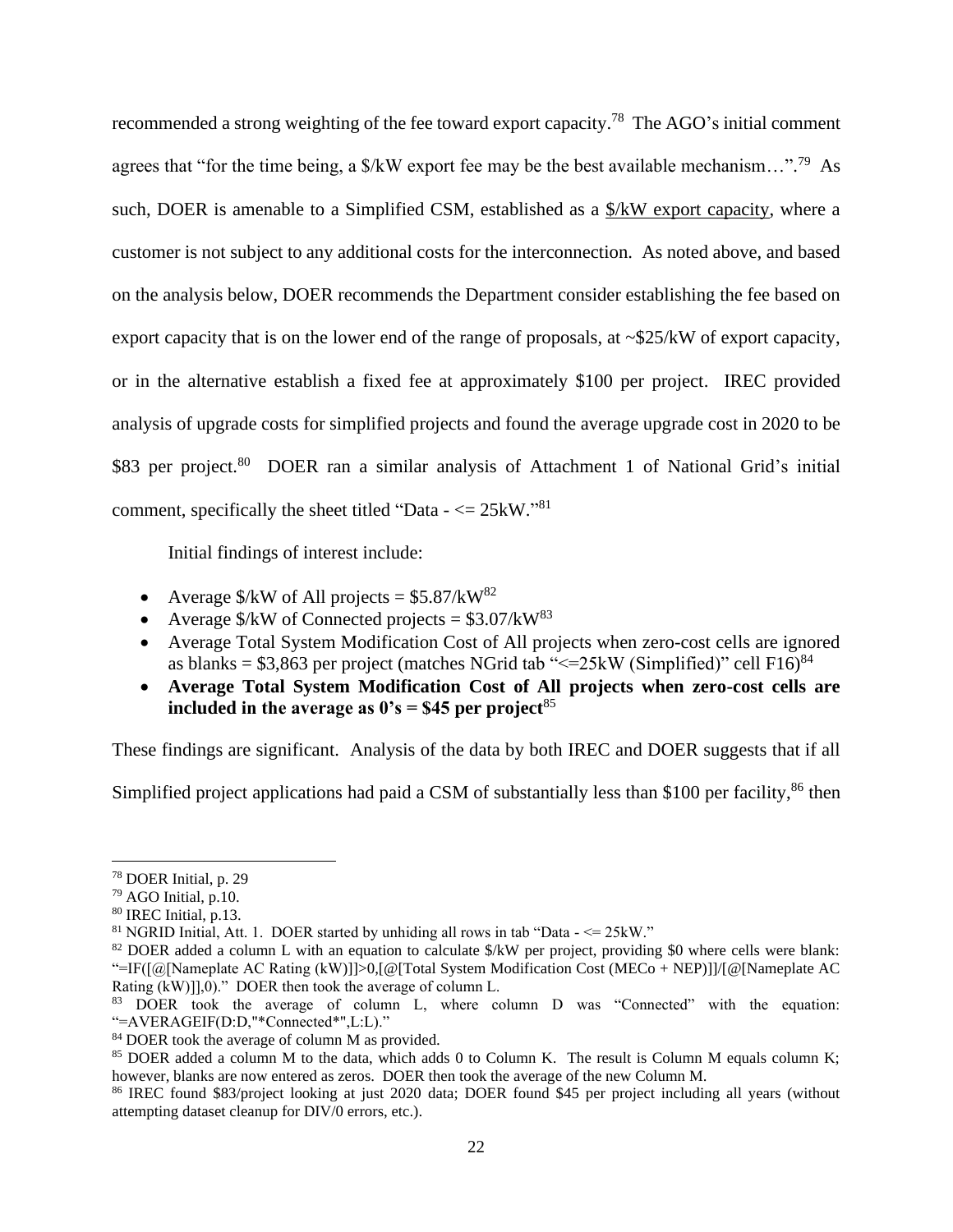recommended a strong weighting of the fee toward export capacity.[78] The AGO's initial comment agrees that "for the time being, a $/kW export fee may be the best available mechanism…".[79] As such, DOER is amenable to a Simplified CSM, established as a <u>$/kW export capacity</u>, where a customer is not subject to any additional costs for the interconnection. As noted above, and based on the analysis below, DOER recommends the Department consider establishing the fee based on export capacity that is on the lower end of the range of proposals, at ~$25/kW of export capacity, or in the alternative establish a fixed fee at approximately $100 per project. IREC provided analysis of upgrade costs for simplified projects and found the average upgrade cost in 2020 to be $83 per project.[80] DOER ran a similar analysis of Attachment 1 of National Grid's initial comment, specifically the sheet titled "Data - <= 25kW."[81]

Initial findings of interest include:

- Average $/kW of All projects = $5.87/kW[82]
- Average $/kW of Connected projects = $3.07/kW[83]
- Average Total System Modification Cost of All projects when zero-cost cells are ignored as blanks = $3,863 per project (matches NGrid tab "<=25kW (Simplified)" cell F16)[84]
- **Average Total System Modification Cost of All projects when zero-cost cells are included in the average as 0's = $45 per project**[85]

These findings are significant. Analysis of the data by both IREC and DOER suggests that if all Simplified project applications had paid a CSM of substantially less than $100 per facility,[86] then

---

[78] DOER Initial, p. 29

[79] AGO Initial, p.10.

[80] IREC Initial, p.13.

[81] NGRID Initial, Att. 1. DOER started by unhiding all rows in tab "Data - <= 25kW."

[82] DOER added a column L with an equation to calculate $/kW per project, providing $0 where cells were blank: "=IF([@[Nameplate AC Rating (kW)]]>0,[@[Total System Modification Cost (MECo + NEP)]]/[@[Nameplate AC Rating (kW)]],0)." DOER then took the average of column L.

[83] DOER took the average of column L, where column D was "Connected" with the equation: "=AVERAGEIF(D:D,"*Connected*",L:L)."

[84] DOER took the average of column M as provided.

[85] DOER added a column M to the data, which adds 0 to Column K. The result is Column M equals column K; however, blanks are now entered as zeros. DOER then took the average of the new Column M.

[86] IREC found $83/project looking at just 2020 data; DOER found $45 per project including all years (without attempting dataset cleanup for DIV/0 errors, etc.).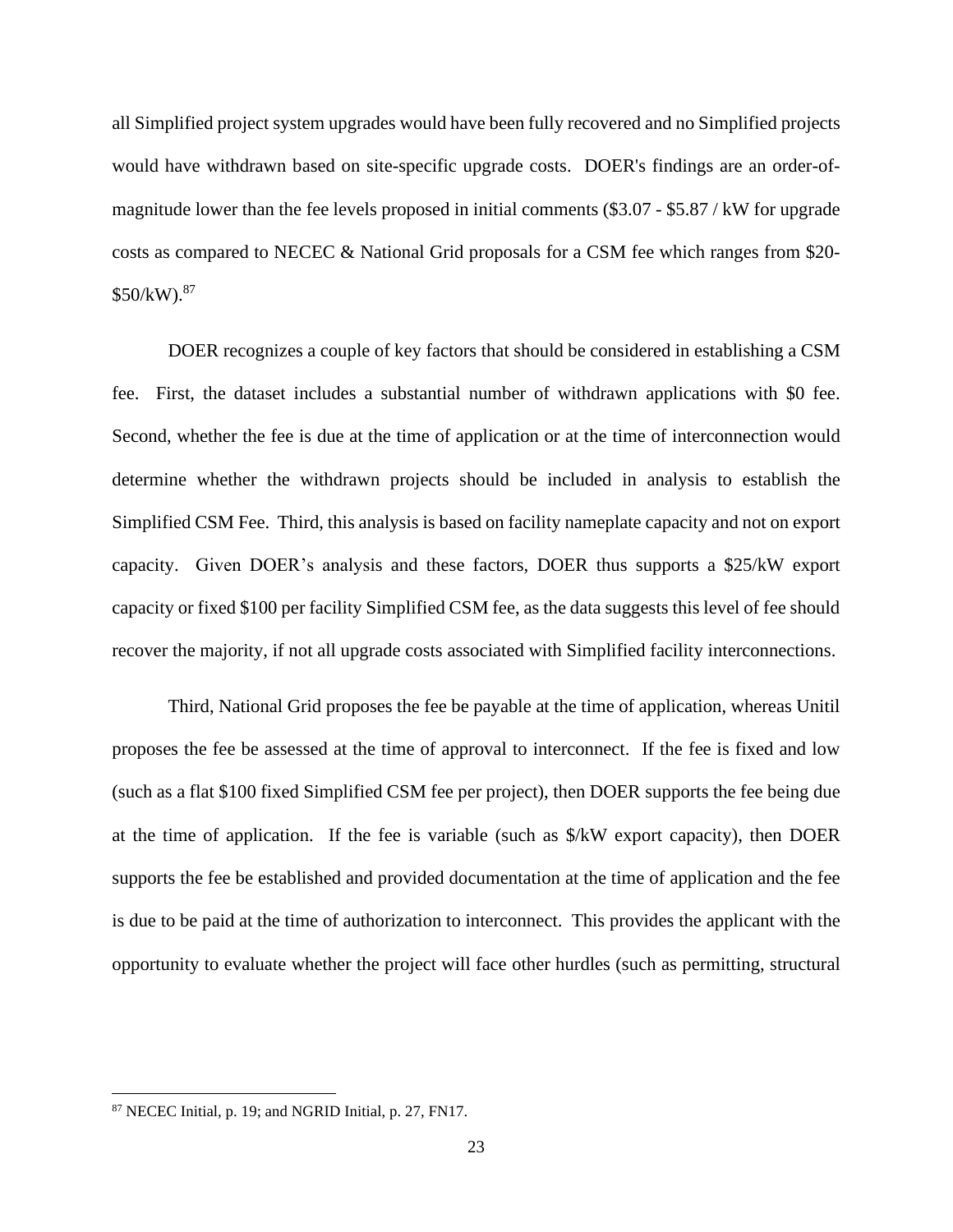all Simplified project system upgrades would have been fully recovered and no Simplified projects would have withdrawn based on site-specific upgrade costs. DOER's findings are an order-of-magnitude lower than the fee levels proposed in initial comments ($3.07 - $5.87 / kW for upgrade costs as compared to NECEC & National Grid proposals for a CSM fee which ranges from $20-$50/kW).[87]

DOER recognizes a couple of key factors that should be considered in establishing a CSM fee. First, the dataset includes a substantial number of withdrawn applications with $0 fee. Second, whether the fee is due at the time of application or at the time of interconnection would determine whether the withdrawn projects should be included in analysis to establish the Simplified CSM Fee. Third, this analysis is based on facility nameplate capacity and not on export capacity. Given DOER's analysis and these factors, DOER thus supports a $25/kW export capacity or fixed $100 per facility Simplified CSM fee, as the data suggests this level of fee should recover the majority, if not all upgrade costs associated with Simplified facility interconnections.

Third, National Grid proposes the fee be payable at the time of application, whereas Unitil proposes the fee be assessed at the time of approval to interconnect. If the fee is fixed and low (such as a flat $100 fixed Simplified CSM fee per project), then DOER supports the fee being due at the time of application. If the fee is variable (such as $/kW export capacity), then DOER supports the fee be established and provided documentation at the time of application and the fee is due to be paid at the time of authorization to interconnect. This provides the applicant with the opportunity to evaluate whether the project will face other hurdles (such as permitting, structural

---

[87] NECEC Initial, p. 19; and NGRID Initial, p. 27, FN17.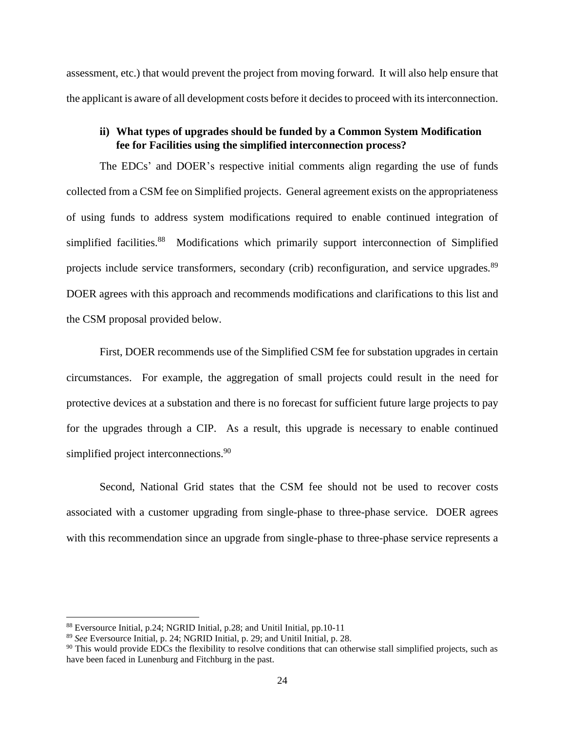assessment, etc.) that would prevent the project from moving forward. It will also help ensure that the applicant is aware of all development costs before it decides to proceed with its interconnection.

#### ii) What types of upgrades should be funded by a Common System Modification fee for Facilities using the simplified interconnection process?

The EDCs' and DOER's respective initial comments align regarding the use of funds collected from a CSM fee on Simplified projects. General agreement exists on the appropriateness of using funds to address system modifications required to enable continued integration of simplified facilities.[88] Modifications which primarily support interconnection of Simplified projects include service transformers, secondary (crib) reconfiguration, and service upgrades.[89] DOER agrees with this approach and recommends modifications and clarifications to this list and the CSM proposal provided below.

First, DOER recommends use of the Simplified CSM fee for substation upgrades in certain circumstances. For example, the aggregation of small projects could result in the need for protective devices at a substation and there is no forecast for sufficient future large projects to pay for the upgrades through a CIP. As a result, this upgrade is necessary to enable continued simplified project interconnections.[90]

Second, National Grid states that the CSM fee should not be used to recover costs associated with a customer upgrading from single-phase to three-phase service. DOER agrees with this recommendation since an upgrade from single-phase to three-phase service represents a

---

[88] Eversource Initial, p.24; NGRID Initial, p.28; and Unitil Initial, pp.10-11

[89] *See* Eversource Initial, p. 24; NGRID Initial, p. 29; and Unitil Initial, p. 28.

[90] This would provide EDCs the flexibility to resolve conditions that can otherwise stall simplified projects, such as have been faced in Lunenburg and Fitchburg in the past.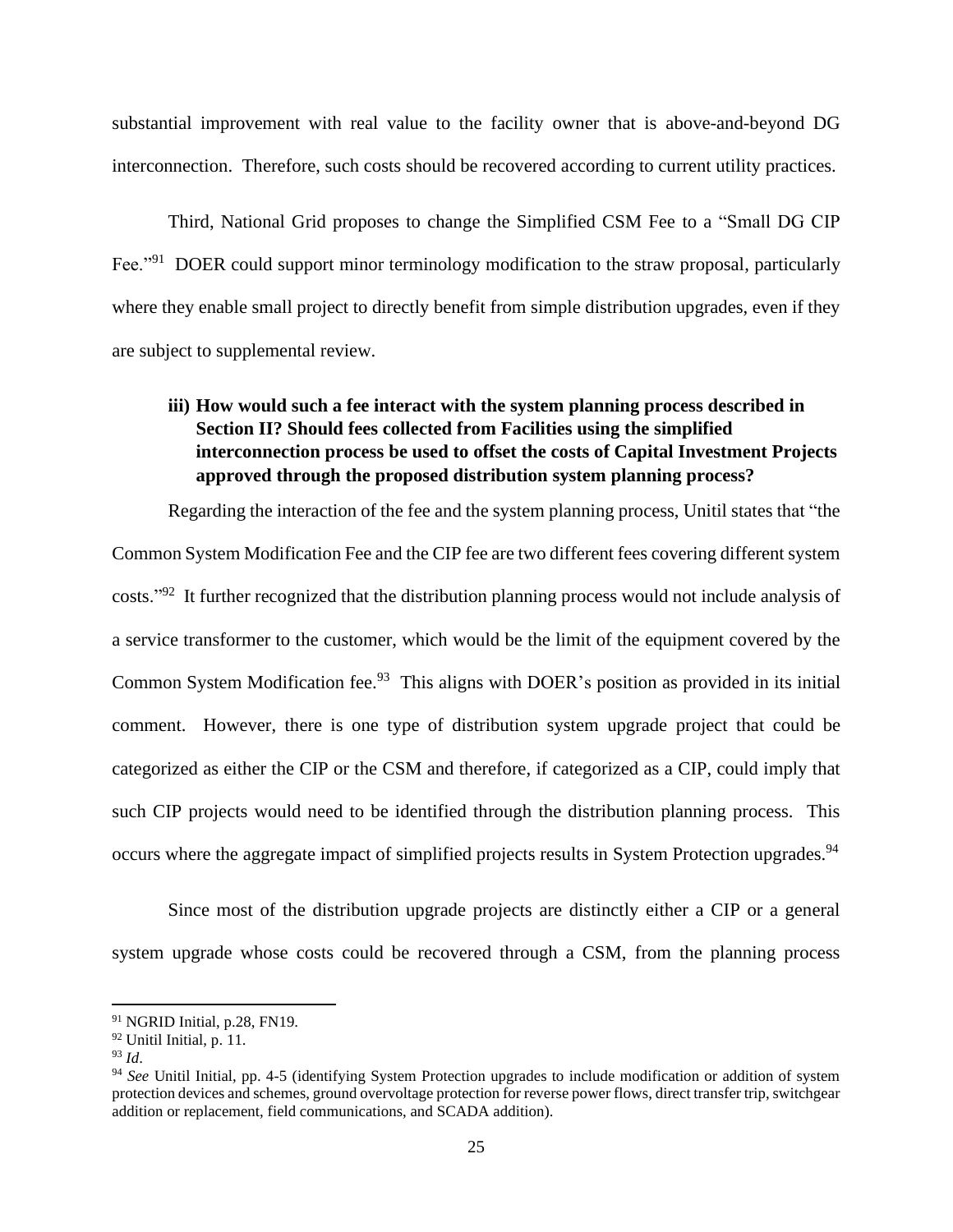substantial improvement with real value to the facility owner that is above-and-beyond DG interconnection. Therefore, such costs should be recovered according to current utility practices.

Third, National Grid proposes to change the Simplified CSM Fee to a "Small DG CIP Fee."[91] DOER could support minor terminology modification to the straw proposal, particularly where they enable small project to directly benefit from simple distribution upgrades, even if they are subject to supplemental review.

**iii) How would such a fee interact with the system planning process described in Section II? Should fees collected from Facilities using the simplified interconnection process be used to offset the costs of Capital Investment Projects approved through the proposed distribution system planning process?**

Regarding the interaction of the fee and the system planning process, Unitil states that "the Common System Modification Fee and the CIP fee are two different fees covering different system costs."[92] It further recognized that the distribution planning process would not include analysis of a service transformer to the customer, which would be the limit of the equipment covered by the Common System Modification fee.[93] This aligns with DOER's position as provided in its initial comment. However, there is one type of distribution system upgrade project that could be categorized as either the CIP or the CSM and therefore, if categorized as a CIP, could imply that such CIP projects would need to be identified through the distribution planning process. This occurs where the aggregate impact of simplified projects results in System Protection upgrades.[94]

Since most of the distribution upgrade projects are distinctly either a CIP or a general system upgrade whose costs could be recovered through a CSM, from the planning process

---

[91] NGRID Initial, p.28, FN19.

[92] Unitil Initial, p. 11.

[93] *Id*.

[94] *See* Unitil Initial, pp. 4-5 (identifying System Protection upgrades to include modification or addition of system protection devices and schemes, ground overvoltage protection for reverse power flows, direct transfer trip, switchgear addition or replacement, field communications, and SCADA addition).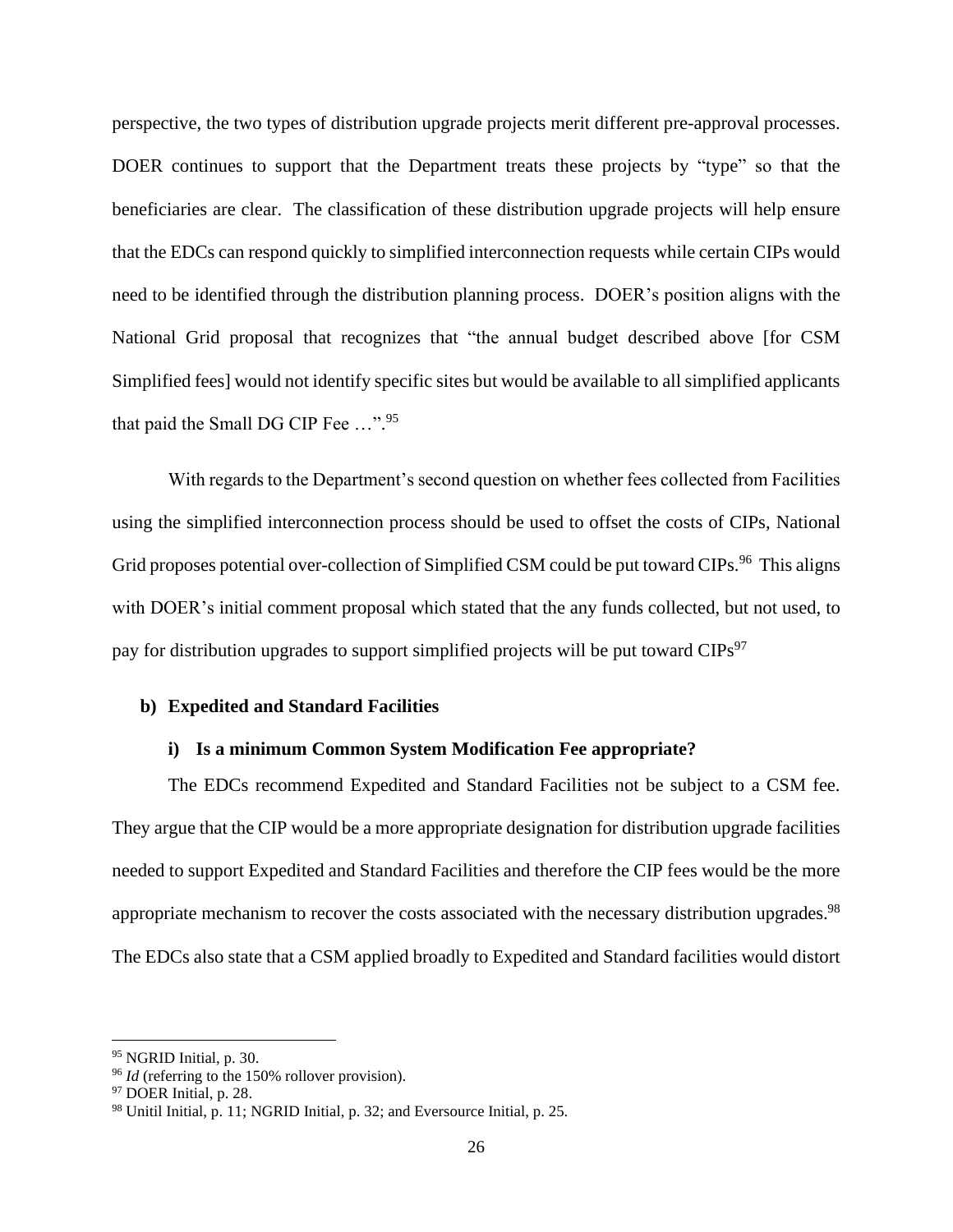perspective, the two types of distribution upgrade projects merit different pre-approval processes. DOER continues to support that the Department treats these projects by "type" so that the beneficiaries are clear. The classification of these distribution upgrade projects will help ensure that the EDCs can respond quickly to simplified interconnection requests while certain CIPs would need to be identified through the distribution planning process. DOER's position aligns with the National Grid proposal that recognizes that "the annual budget described above [for CSM Simplified fees] would not identify specific sites but would be available to all simplified applicants that paid the Small DG CIP Fee …".[95]

With regards to the Department's second question on whether fees collected from Facilities using the simplified interconnection process should be used to offset the costs of CIPs, National Grid proposes potential over-collection of Simplified CSM could be put toward CIPs.[96] This aligns with DOER's initial comment proposal which stated that the any funds collected, but not used, to pay for distribution upgrades to support simplified projects will be put toward CIPs[97]

**b) Expedited and Standard Facilities**

**i) Is a minimum Common System Modification Fee appropriate?**

The EDCs recommend Expedited and Standard Facilities not be subject to a CSM fee. They argue that the CIP would be a more appropriate designation for distribution upgrade facilities needed to support Expedited and Standard Facilities and therefore the CIP fees would be the more appropriate mechanism to recover the costs associated with the necessary distribution upgrades.[98] The EDCs also state that a CSM applied broadly to Expedited and Standard facilities would distort

---

[95] NGRID Initial, p. 30.

[96] *Id* (referring to the 150% rollover provision).

[97] DOER Initial, p. 28.

[98] Unitil Initial, p. 11; NGRID Initial, p. 32; and Eversource Initial, p. 25.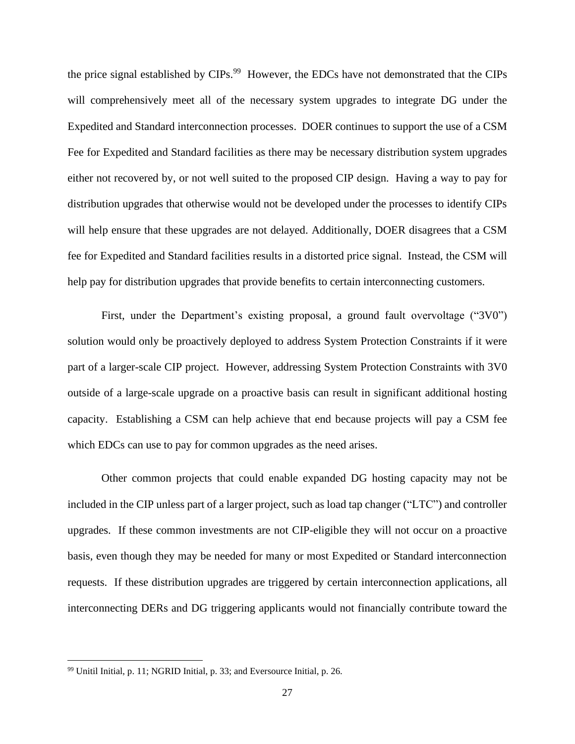the price signal established by CIPs.[99] However, the EDCs have not demonstrated that the CIPs will comprehensively meet all of the necessary system upgrades to integrate DG under the Expedited and Standard interconnection processes. DOER continues to support the use of a CSM Fee for Expedited and Standard facilities as there may be necessary distribution system upgrades either not recovered by, or not well suited to the proposed CIP design. Having a way to pay for distribution upgrades that otherwise would not be developed under the processes to identify CIPs will help ensure that these upgrades are not delayed. Additionally, DOER disagrees that a CSM fee for Expedited and Standard facilities results in a distorted price signal. Instead, the CSM will help pay for distribution upgrades that provide benefits to certain interconnecting customers.

First, under the Department's existing proposal, a ground fault overvoltage ("3V0") solution would only be proactively deployed to address System Protection Constraints if it were part of a larger-scale CIP project. However, addressing System Protection Constraints with 3V0 outside of a large-scale upgrade on a proactive basis can result in significant additional hosting capacity. Establishing a CSM can help achieve that end because projects will pay a CSM fee which EDCs can use to pay for common upgrades as the need arises.

Other common projects that could enable expanded DG hosting capacity may not be included in the CIP unless part of a larger project, such as load tap changer ("LTC") and controller upgrades. If these common investments are not CIP-eligible they will not occur on a proactive basis, even though they may be needed for many or most Expedited or Standard interconnection requests. If these distribution upgrades are triggered by certain interconnection applications, all interconnecting DERs and DG triggering applicants would not financially contribute toward the

[99] Unitil Initial, p. 11; NGRID Initial, p. 33; and Eversource Initial, p. 26.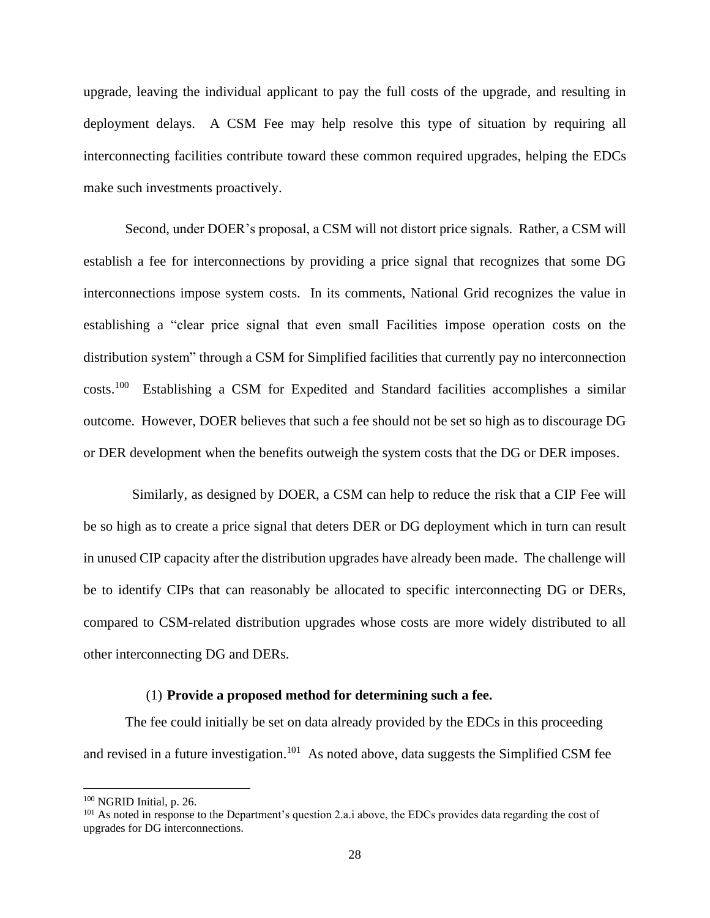upgrade, leaving the individual applicant to pay the full costs of the upgrade, and resulting in deployment delays. A CSM Fee may help resolve this type of situation by requiring all interconnecting facilities contribute toward these common required upgrades, helping the EDCs make such investments proactively.

Second, under DOER's proposal, a CSM will not distort price signals. Rather, a CSM will establish a fee for interconnections by providing a price signal that recognizes that some DG interconnections impose system costs. In its comments, National Grid recognizes the value in establishing a "clear price signal that even small Facilities impose operation costs on the distribution system" through a CSM for Simplified facilities that currently pay no interconnection costs.[100] Establishing a CSM for Expedited and Standard facilities accomplishes a similar outcome. However, DOER believes that such a fee should not be set so high as to discourage DG or DER development when the benefits outweigh the system costs that the DG or DER imposes.

Similarly, as designed by DOER, a CSM can help to reduce the risk that a CIP Fee will be so high as to create a price signal that deters DER or DG deployment which in turn can result in unused CIP capacity after the distribution upgrades have already been made. The challenge will be to identify CIPs that can reasonably be allocated to specific interconnecting DG or DERs, compared to CSM-related distribution upgrades whose costs are more widely distributed to all other interconnecting DG and DERs.

(1) **Provide a proposed method for determining such a fee.**

The fee could initially be set on data already provided by the EDCs in this proceeding and revised in a future investigation.[101] As noted above, data suggests the Simplified CSM fee

---

[100] NGRID Initial, p. 26.

[101] As noted in response to the Department's question 2.a.i above, the EDCs provides data regarding the cost of upgrades for DG interconnections.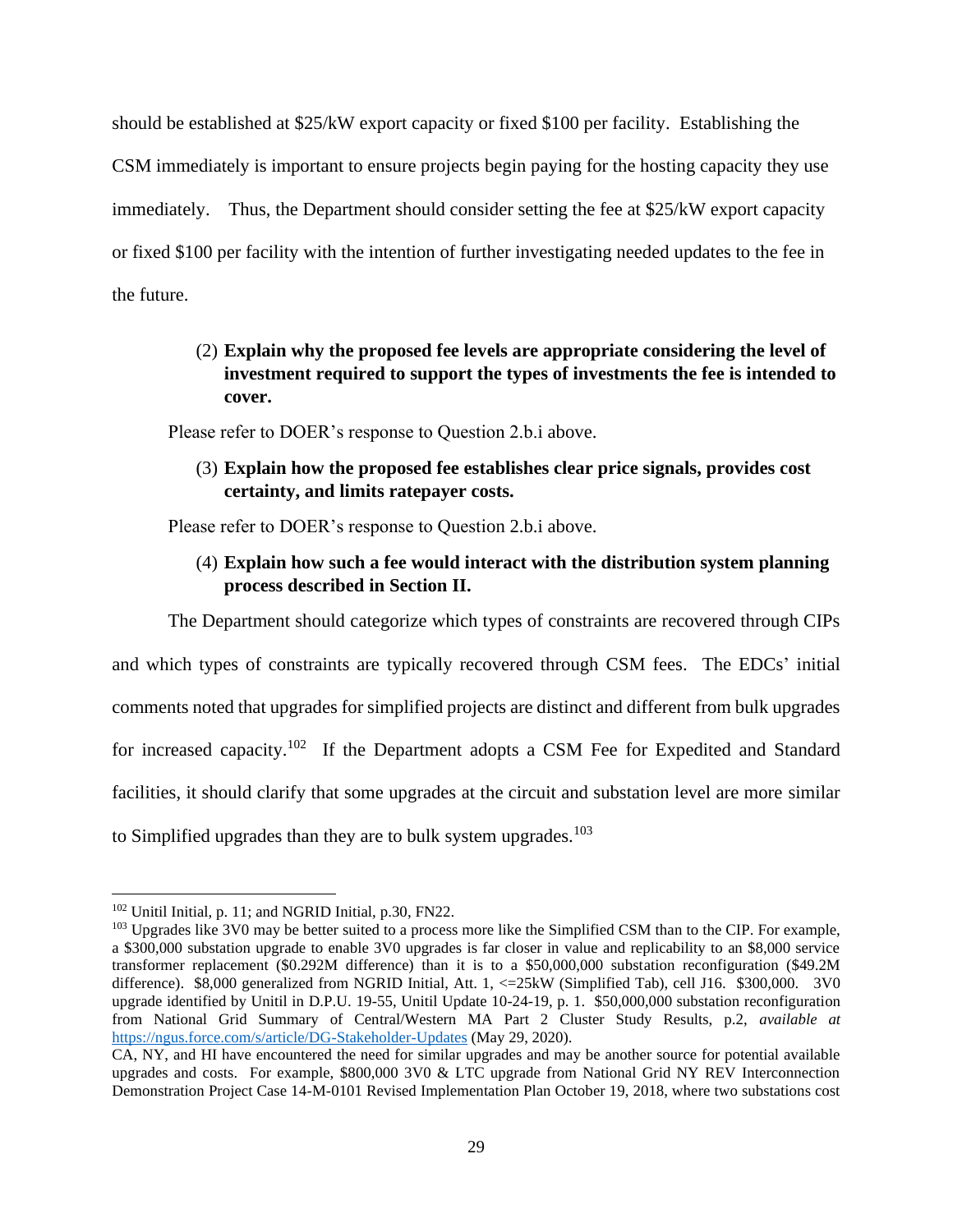should be established at $25/kW export capacity or fixed $100 per facility. Establishing the CSM immediately is important to ensure projects begin paying for the hosting capacity they use immediately. Thus, the Department should consider setting the fee at $25/kW export capacity or fixed $100 per facility with the intention of further investigating needed updates to the fee in the future.

(2) **Explain why the proposed fee levels are appropriate considering the level of investment required to support the types of investments the fee is intended to cover.**

Please refer to DOER's response to Question 2.b.i above.

(3) **Explain how the proposed fee establishes clear price signals, provides cost certainty, and limits ratepayer costs.**

Please refer to DOER's response to Question 2.b.i above.

(4) **Explain how such a fee would interact with the distribution system planning process described in Section II.**

The Department should categorize which types of constraints are recovered through CIPs and which types of constraints are typically recovered through CSM fees. The EDCs' initial comments noted that upgrades for simplified projects are distinct and different from bulk upgrades for increased capacity.[102] If the Department adopts a CSM Fee for Expedited and Standard facilities, it should clarify that some upgrades at the circuit and substation level are more similar to Simplified upgrades than they are to bulk system upgrades.[103]

---

[102] Unitil Initial, p. 11; and NGRID Initial, p.30, FN22.

[103] Upgrades like 3V0 may be better suited to a process more like the Simplified CSM than to the CIP. For example, a $300,000 substation upgrade to enable 3V0 upgrades is far closer in value and replicability to an $8,000 service transformer replacement ($0.292M difference) than it is to a $50,000,000 substation reconfiguration ($49.2M difference). $8,000 generalized from NGRID Initial, Att. 1, <=25kW (Simplified Tab), cell J16. $300,000. 3V0 upgrade identified by Unitil in D.P.U. 19-55, Unitil Update 10-24-19, p. 1. $50,000,000 substation reconfiguration from National Grid Summary of Central/Western MA Part 2 Cluster Study Results, p.2, *available at* https://ngus.force.com/s/article/DG-Stakeholder-Updates (May 29, 2020).

CA, NY, and HI have encountered the need for similar upgrades and may be another source for potential available upgrades and costs. For example, $800,000 3V0 & LTC upgrade from National Grid NY REV Interconnection Demonstration Project Case 14-M-0101 Revised Implementation Plan October 19, 2018, where two substations cost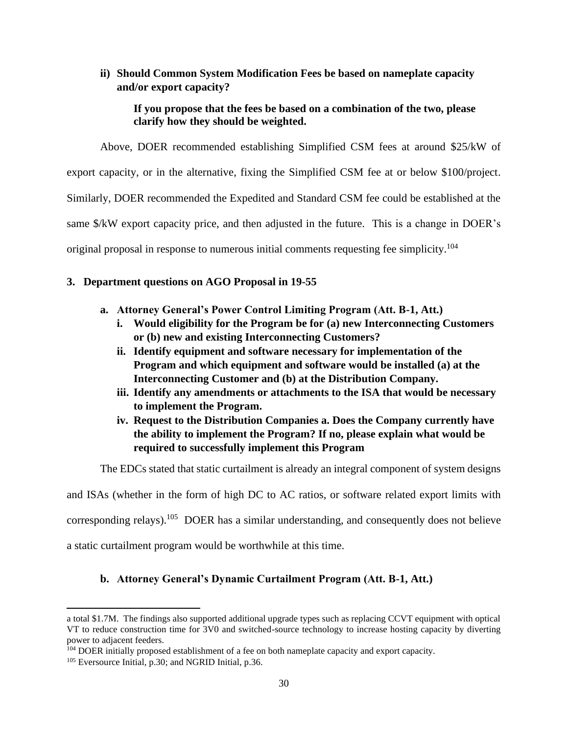**ii) Should Common System Modification Fees be based on nameplate capacity and/or export capacity?**

**If you propose that the fees be based on a combination of the two, please clarify how they should be weighted.**

Above, DOER recommended establishing Simplified CSM fees at around $25/kW of export capacity, or in the alternative, fixing the Simplified CSM fee at or below $100/project. Similarly, DOER recommended the Expedited and Standard CSM fee could be established at the same $/kW export capacity price, and then adjusted in the future. This is a change in DOER's original proposal in response to numerous initial comments requesting fee simplicity.[104]

### 3. Department questions on AGO Proposal in 19-55

#### a. Attorney General's Power Control Limiting Program (Att. B-1, Att.)

- **i. Would eligibility for the Program be for (a) new Interconnecting Customers or (b) new and existing Interconnecting Customers?**
- **ii. Identify equipment and software necessary for implementation of the Program and which equipment and software would be installed (a) at the Interconnecting Customer and (b) at the Distribution Company.**
- **iii. Identify any amendments or attachments to the ISA that would be necessary to implement the Program.**
- **iv. Request to the Distribution Companies a. Does the Company currently have the ability to implement the Program? If no, please explain what would be required to successfully implement this Program**

The EDCs stated that static curtailment is already an integral component of system designs and ISAs (whether in the form of high DC to AC ratios, or software related export limits with corresponding relays).[105] DOER has a similar understanding, and consequently does not believe a static curtailment program would be worthwhile at this time.

#### b. Attorney General's Dynamic Curtailment Program (Att. B-1, Att.)

---

a total $1.7M. The findings also supported additional upgrade types such as replacing CCVT equipment with optical VT to reduce construction time for 3V0 and switched-source technology to increase hosting capacity by diverting power to adjacent feeders.

[104] DOER initially proposed establishment of a fee on both nameplate capacity and export capacity.

[105] Eversource Initial, p.30; and NGRID Initial, p.36.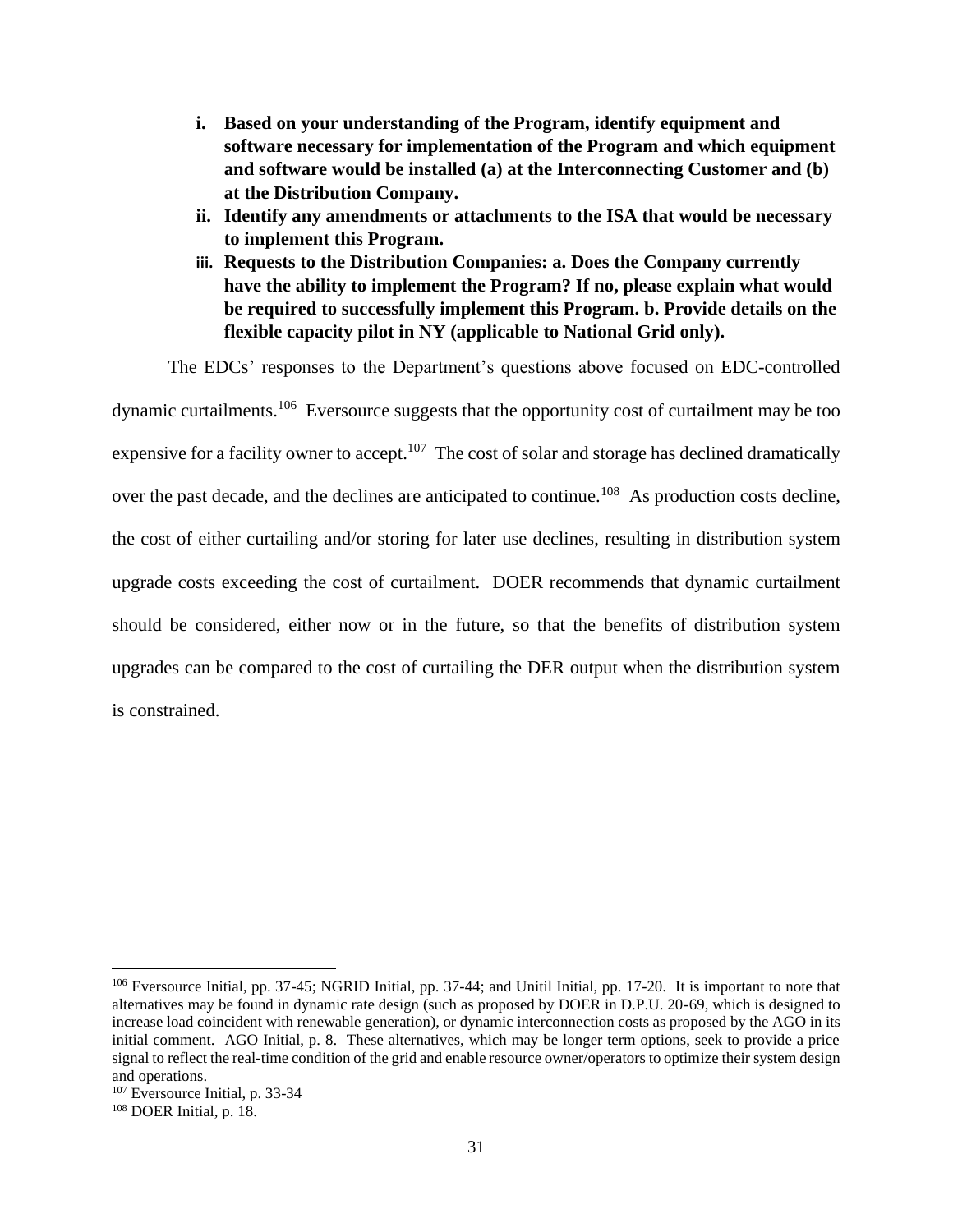- **i. Based on your understanding of the Program, identify equipment and software necessary for implementation of the Program and which equipment and software would be installed (a) at the Interconnecting Customer and (b) at the Distribution Company.**
- **ii. Identify any amendments or attachments to the ISA that would be necessary to implement this Program.**
- **iii. Requests to the Distribution Companies: a. Does the Company currently have the ability to implement the Program? If no, please explain what would be required to successfully implement this Program. b. Provide details on the flexible capacity pilot in NY (applicable to National Grid only).**

The EDCs' responses to the Department's questions above focused on EDC-controlled dynamic curtailments.[106] Eversource suggests that the opportunity cost of curtailment may be too expensive for a facility owner to accept.[107] The cost of solar and storage has declined dramatically over the past decade, and the declines are anticipated to continue.[108] As production costs decline, the cost of either curtailing and/or storing for later use declines, resulting in distribution system upgrade costs exceeding the cost of curtailment. DOER recommends that dynamic curtailment should be considered, either now or in the future, so that the benefits of distribution system upgrades can be compared to the cost of curtailing the DER output when the distribution system is constrained.

---

[106] Eversource Initial, pp. 37-45; NGRID Initial, pp. 37-44; and Unitil Initial, pp. 17-20. It is important to note that alternatives may be found in dynamic rate design (such as proposed by DOER in D.P.U. 20-69, which is designed to increase load coincident with renewable generation), or dynamic interconnection costs as proposed by the AGO in its initial comment. AGO Initial, p. 8. These alternatives, which may be longer term options, seek to provide a price signal to reflect the real-time condition of the grid and enable resource owner/operators to optimize their system design and operations.

[107] Eversource Initial, p. 33-34

[108] DOER Initial, p. 18.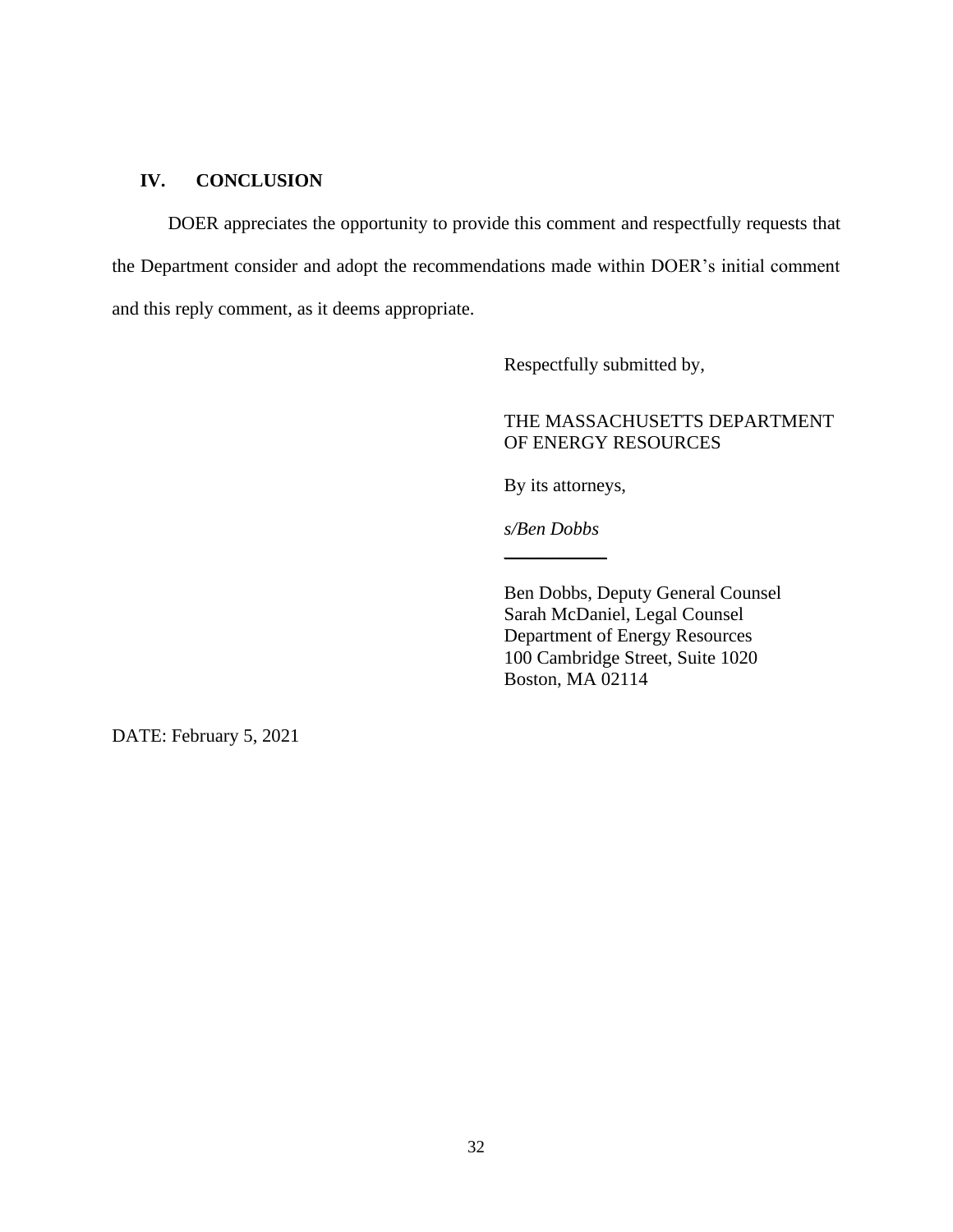## IV. CONCLUSION

DOER appreciates the opportunity to provide this comment and respectfully requests that the Department consider and adopt the recommendations made within DOER's initial comment and this reply comment, as it deems appropriate.

Respectfully submitted by,

THE MASSACHUSETTS DEPARTMENT OF ENERGY RESOURCES

By its attorneys,

*s/Ben Dobbs*

Ben Dobbs, Deputy General Counsel
Sarah McDaniel, Legal Counsel
Department of Energy Resources
100 Cambridge Street, Suite 1020
Boston, MA 02114

DATE: February 5, 2021